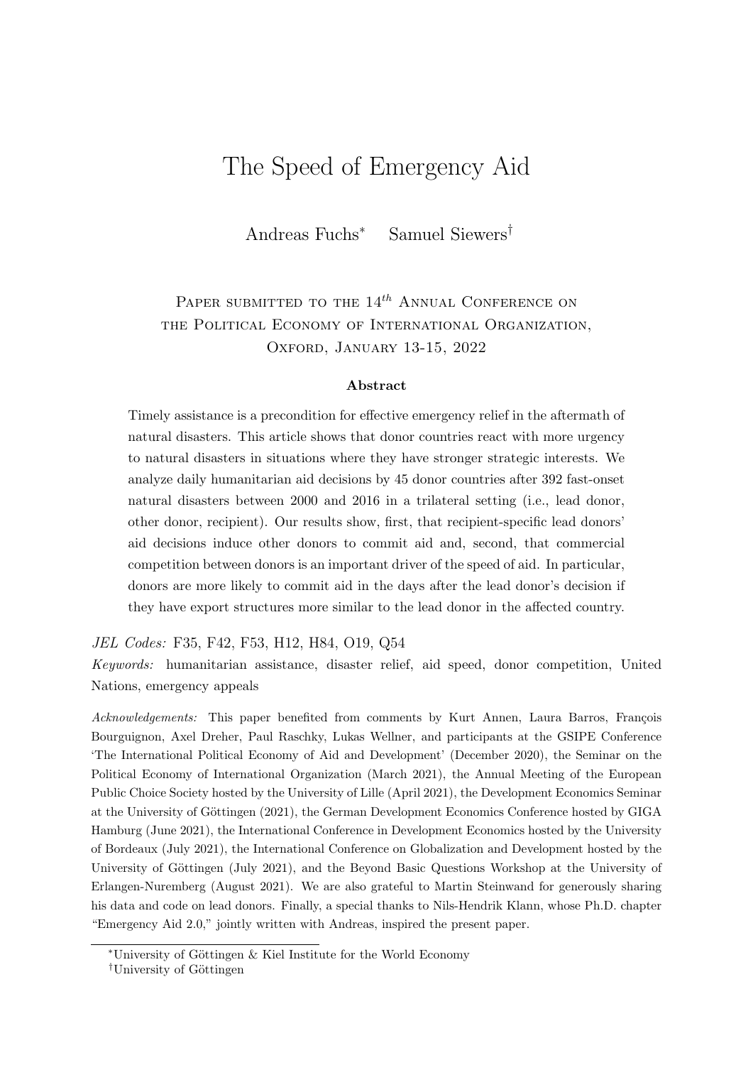# The Speed of Emergency Aid

Andreas Fuchs[*] Samuel Siewers[†]

Paper submitted to the $14^{th}$ Annual Conference on the Political Economy of International Organization, Oxford, January 13-15, 2022

### Abstract

Timely assistance is a precondition for effective emergency relief in the aftermath of natural disasters. This article shows that donor countries react with more urgency to natural disasters in situations where they have stronger strategic interests. We analyze daily humanitarian aid decisions by 45 donor countries after 392 fast-onset natural disasters between 2000 and 2016 in a trilateral setting (i.e., lead donor, other donor, recipient). Our results show, first, that recipient-specific lead donors' aid decisions induce other donors to commit aid and, second, that commercial competition between donors is an important driver of the speed of aid. In particular, donors are more likely to commit aid in the days after the lead donor's decision if they have export structures more similar to the lead donor in the affected country.

*JEL Codes:* F35, F42, F53, H12, H84, O19, Q54

*Keywords:* humanitarian assistance, disaster relief, aid speed, donor competition, United Nations, emergency appeals

*Acknowledgements:* This paper benefited from comments by Kurt Annen, Laura Barros, François Bourguignon, Axel Dreher, Paul Raschky, Lukas Wellner, and participants at the GSIPE Conference 'The International Political Economy of Aid and Development' (December 2020), the Seminar on the Political Economy of International Organization (March 2021), the Annual Meeting of the European Public Choice Society hosted by the University of Lille (April 2021), the Development Economics Seminar at the University of Göttingen (2021), the German Development Economics Conference hosted by GIGA Hamburg (June 2021), the International Conference in Development Economics hosted by the University of Bordeaux (July 2021), the International Conference on Globalization and Development hosted by the University of Göttingen (July 2021), and the Beyond Basic Questions Workshop at the University of Erlangen-Nuremberg (August 2021). We are also grateful to Martin Steinwand for generously sharing his data and code on lead donors. Finally, a special thanks to Nils-Hendrik Klann, whose Ph.D. chapter "Emergency Aid 2.0," jointly written with Andreas, inspired the present paper.

---

[*] University of Göttingen & Kiel Institute for the World Economy

[†] University of Göttingen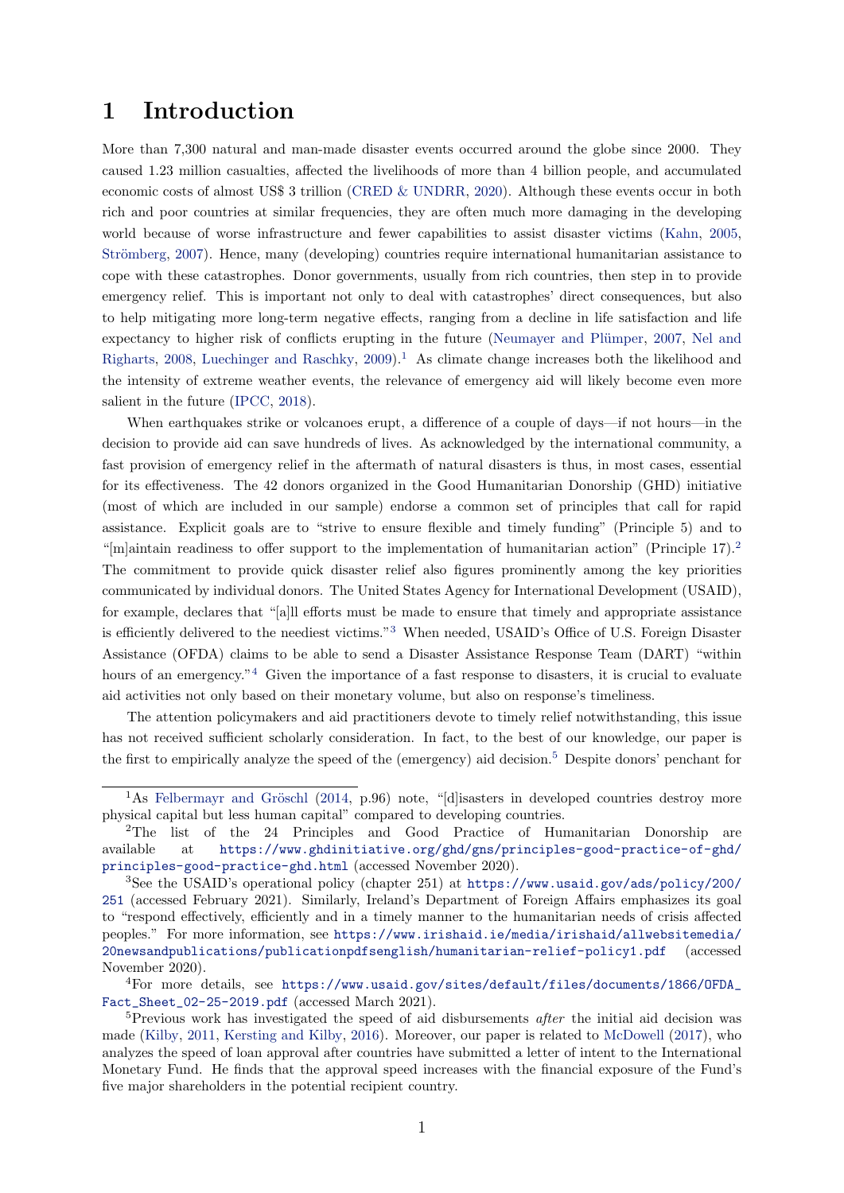# 1 Introduction

More than 7,300 natural and man-made disaster events occurred around the globe since 2000. They caused 1.23 million casualties, affected the livelihoods of more than 4 billion people, and accumulated economic costs of almost US$ 3 trillion (CRED & UNDRR, 2020). Although these events occur in both rich and poor countries at similar frequencies, they are often much more damaging in the developing world because of worse infrastructure and fewer capabilities to assist disaster victims (Kahn, 2005, Strömberg, 2007). Hence, many (developing) countries require international humanitarian assistance to cope with these catastrophes. Donor governments, usually from rich countries, then step in to provide emergency relief. This is important not only to deal with catastrophes' direct consequences, but also to help mitigating more long-term negative effects, ranging from a decline in life satisfaction and life expectancy to higher risk of conflicts erupting in the future (Neumayer and Plümper, 2007, Nel and Righarts, 2008, Luechinger and Raschky, 2009).[1] As climate change increases both the likelihood and the intensity of extreme weather events, the relevance of emergency aid will likely become even more salient in the future (IPCC, 2018).

When earthquakes strike or volcanoes erupt, a difference of a couple of days—if not hours—in the decision to provide aid can save hundreds of lives. As acknowledged by the international community, a fast provision of emergency relief in the aftermath of natural disasters is thus, in most cases, essential for its effectiveness. The 42 donors organized in the Good Humanitarian Donorship (GHD) initiative (most of which are included in our sample) endorse a common set of principles that call for rapid assistance. Explicit goals are to "strive to ensure flexible and timely funding" (Principle 5) and to "[m]aintain readiness to offer support to the implementation of humanitarian action" (Principle 17).[2] The commitment to provide quick disaster relief also figures prominently among the key priorities communicated by individual donors. The United States Agency for International Development (USAID), for example, declares that "[a]ll efforts must be made to ensure that timely and appropriate assistance is efficiently delivered to the neediest victims."[3] When needed, USAID's Office of U.S. Foreign Disaster Assistance (OFDA) claims to be able to send a Disaster Assistance Response Team (DART) "within hours of an emergency."[4] Given the importance of a fast response to disasters, it is crucial to evaluate aid activities not only based on their monetary volume, but also on response's timeliness.

The attention policymakers and aid practitioners devote to timely relief notwithstanding, this issue has not received sufficient scholarly consideration. In fact, to the best of our knowledge, our paper is the first to empirically analyze the speed of the (emergency) aid decision.[5] Despite donors' penchant for

---

[1] As Felbermayr and Gröschl (2014, p.96) note, "[d]isasters in developed countries destroy more physical capital but less human capital" compared to developing countries.

[2] The list of the 24 Principles and Good Practice of Humanitarian Donorship are available at `https://www.ghdinitiative.org/ghd/gns/principles-good-practice-of-ghd/principles-good-practice-ghd.html` (accessed November 2020).

[3] See the USAID's operational policy (chapter 251) at `https://www.usaid.gov/ads/policy/200/251` (accessed February 2021). Similarly, Ireland's Department of Foreign Affairs emphasizes its goal to "respond effectively, efficiently and in a timely manner to the humanitarian needs of crisis affected peoples." For more information, see `https://www.irishaid.ie/media/irishaid/allwebsitemedia/20newsandpublications/publicationpdfsenglish/humanitarian-relief-policy1.pdf` (accessed November 2020).

[4] For more details, see `https://www.usaid.gov/sites/default/files/documents/1866/OFDA_Fact_Sheet_02-25-2019.pdf` (accessed March 2021).

[5] Previous work has investigated the speed of aid disbursements *after* the initial aid decision was made (Kilby, 2011, Kersting and Kilby, 2016). Moreover, our paper is related to McDowell (2017), who analyzes the speed of loan approval after countries have submitted a letter of intent to the International Monetary Fund. He finds that the approval speed increases with the financial exposure of the Fund's five major shareholders in the potential recipient country.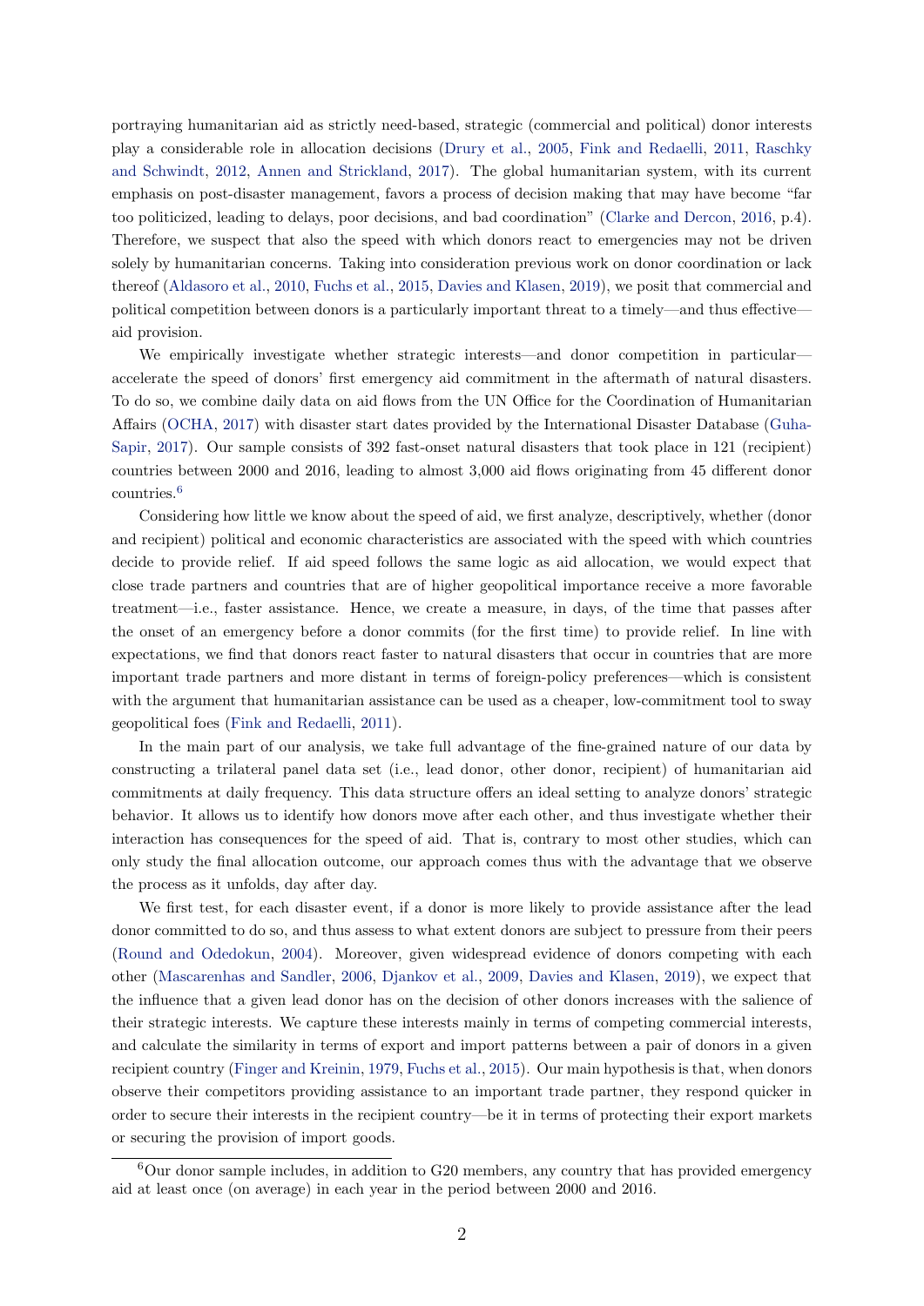portraying humanitarian aid as strictly need-based, strategic (commercial and political) donor interests play a considerable role in allocation decisions (Drury et al., 2005, Fink and Redaelli, 2011, Raschky and Schwindt, 2012, Annen and Strickland, 2017). The global humanitarian system, with its current emphasis on post-disaster management, favors a process of decision making that may have become "far too politicized, leading to delays, poor decisions, and bad coordination" (Clarke and Dercon, 2016, p.4). Therefore, we suspect that also the speed with which donors react to emergencies may not be driven solely by humanitarian concerns. Taking into consideration previous work on donor coordination or lack thereof (Aldasoro et al., 2010, Fuchs et al., 2015, Davies and Klasen, 2019), we posit that commercial and political competition between donors is a particularly important threat to a timely—and thus effective—aid provision.

We empirically investigate whether strategic interests—and donor competition in particular—accelerate the speed of donors' first emergency aid commitment in the aftermath of natural disasters. To do so, we combine daily data on aid flows from the UN Office for the Coordination of Humanitarian Affairs (OCHA, 2017) with disaster start dates provided by the International Disaster Database (Guha-Sapir, 2017). Our sample consists of 392 fast-onset natural disasters that took place in 121 (recipient) countries between 2000 and 2016, leading to almost 3,000 aid flows originating from 45 different donor countries.[6]

Considering how little we know about the speed of aid, we first analyze, descriptively, whether (donor and recipient) political and economic characteristics are associated with the speed with which countries decide to provide relief. If aid speed follows the same logic as aid allocation, we would expect that close trade partners and countries that are of higher geopolitical importance receive a more favorable treatment—i.e., faster assistance. Hence, we create a measure, in days, of the time that passes after the onset of an emergency before a donor commits (for the first time) to provide relief. In line with expectations, we find that donors react faster to natural disasters that occur in countries that are more important trade partners and more distant in terms of foreign-policy preferences—which is consistent with the argument that humanitarian assistance can be used as a cheaper, low-commitment tool to sway geopolitical foes (Fink and Redaelli, 2011).

In the main part of our analysis, we take full advantage of the fine-grained nature of our data by constructing a trilateral panel data set (i.e., lead donor, other donor, recipient) of humanitarian aid commitments at daily frequency. This data structure offers an ideal setting to analyze donors' strategic behavior. It allows us to identify how donors move after each other, and thus investigate whether their interaction has consequences for the speed of aid. That is, contrary to most other studies, which can only study the final allocation outcome, our approach comes thus with the advantage that we observe the process as it unfolds, day after day.

We first test, for each disaster event, if a donor is more likely to provide assistance after the lead donor committed to do so, and thus assess to what extent donors are subject to pressure from their peers (Round and Odedokun, 2004). Moreover, given widespread evidence of donors competing with each other (Mascarenhas and Sandler, 2006, Djankov et al., 2009, Davies and Klasen, 2019), we expect that the influence that a given lead donor has on the decision of other donors increases with the salience of their strategic interests. We capture these interests mainly in terms of competing commercial interests, and calculate the similarity in terms of export and import patterns between a pair of donors in a given recipient country (Finger and Kreinin, 1979, Fuchs et al., 2015). Our main hypothesis is that, when donors observe their competitors providing assistance to an important trade partner, they respond quicker in order to secure their interests in the recipient country—be it in terms of protecting their export markets or securing the provision of import goods.

[6] Our donor sample includes, in addition to G20 members, any country that has provided emergency aid at least once (on average) in each year in the period between 2000 and 2016.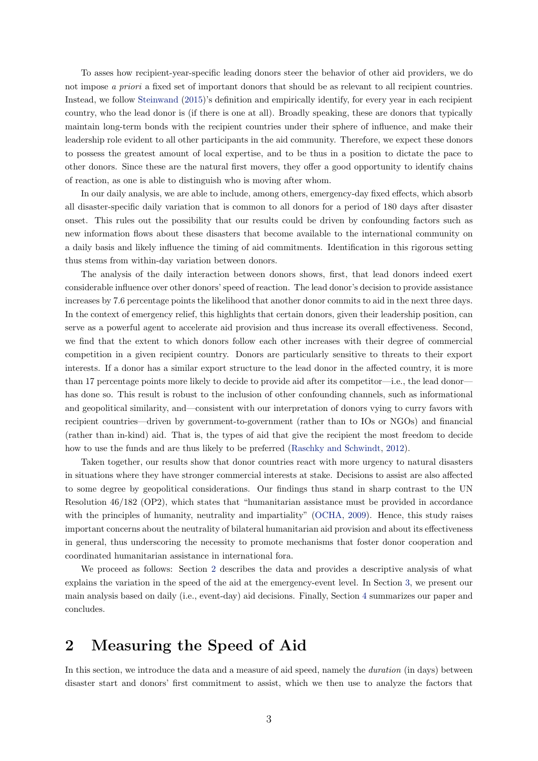To asses how recipient-year-specific leading donors steer the behavior of other aid providers, we do not impose *a priori* a fixed set of important donors that should be as relevant to all recipient countries. Instead, we follow Steinwand (2015)'s definition and empirically identify, for every year in each recipient country, who the lead donor is (if there is one at all). Broadly speaking, these are donors that typically maintain long-term bonds with the recipient countries under their sphere of influence, and make their leadership role evident to all other participants in the aid community. Therefore, we expect these donors to possess the greatest amount of local expertise, and to be thus in a position to dictate the pace to other donors. Since these are the natural first movers, they offer a good opportunity to identify chains of reaction, as one is able to distinguish who is moving after whom.

In our daily analysis, we are able to include, among others, emergency-day fixed effects, which absorb all disaster-specific daily variation that is common to all donors for a period of 180 days after disaster onset. This rules out the possibility that our results could be driven by confounding factors such as new information flows about these disasters that become available to the international community on a daily basis and likely influence the timing of aid commitments. Identification in this rigorous setting thus stems from within-day variation between donors.

The analysis of the daily interaction between donors shows, first, that lead donors indeed exert considerable influence over other donors' speed of reaction. The lead donor's decision to provide assistance increases by 7.6 percentage points the likelihood that another donor commits to aid in the next three days. In the context of emergency relief, this highlights that certain donors, given their leadership position, can serve as a powerful agent to accelerate aid provision and thus increase its overall effectiveness. Second, we find that the extent to which donors follow each other increases with their degree of commercial competition in a given recipient country. Donors are particularly sensitive to threats to their export interests. If a donor has a similar export structure to the lead donor in the affected country, it is more than 17 percentage points more likely to decide to provide aid after its competitor—i.e., the lead donor—has done so. This result is robust to the inclusion of other confounding channels, such as informational and geopolitical similarity, and—consistent with our interpretation of donors vying to curry favors with recipient countries—driven by government-to-government (rather than to IOs or NGOs) and financial (rather than in-kind) aid. That is, the types of aid that give the recipient the most freedom to decide how to use the funds and are thus likely to be preferred (Raschky and Schwindt, 2012).

Taken together, our results show that donor countries react with more urgency to natural disasters in situations where they have stronger commercial interests at stake. Decisions to assist are also affected to some degree by geopolitical considerations. Our findings thus stand in sharp contrast to the UN Resolution 46/182 (OP2), which states that "humanitarian assistance must be provided in accordance with the principles of humanity, neutrality and impartiality" (OCHA, 2009). Hence, this study raises important concerns about the neutrality of bilateral humanitarian aid provision and about its effectiveness in general, thus underscoring the necessity to promote mechanisms that foster donor cooperation and coordinated humanitarian assistance in international fora.

We proceed as follows: Section 2 describes the data and provides a descriptive analysis of what explains the variation in the speed of the aid at the emergency-event level. In Section 3, we present our main analysis based on daily (i.e., event-day) aid decisions. Finally, Section 4 summarizes our paper and concludes.

# 2 Measuring the Speed of Aid

In this section, we introduce the data and a measure of aid speed, namely the *duration* (in days) between disaster start and donors' first commitment to assist, which we then use to analyze the factors that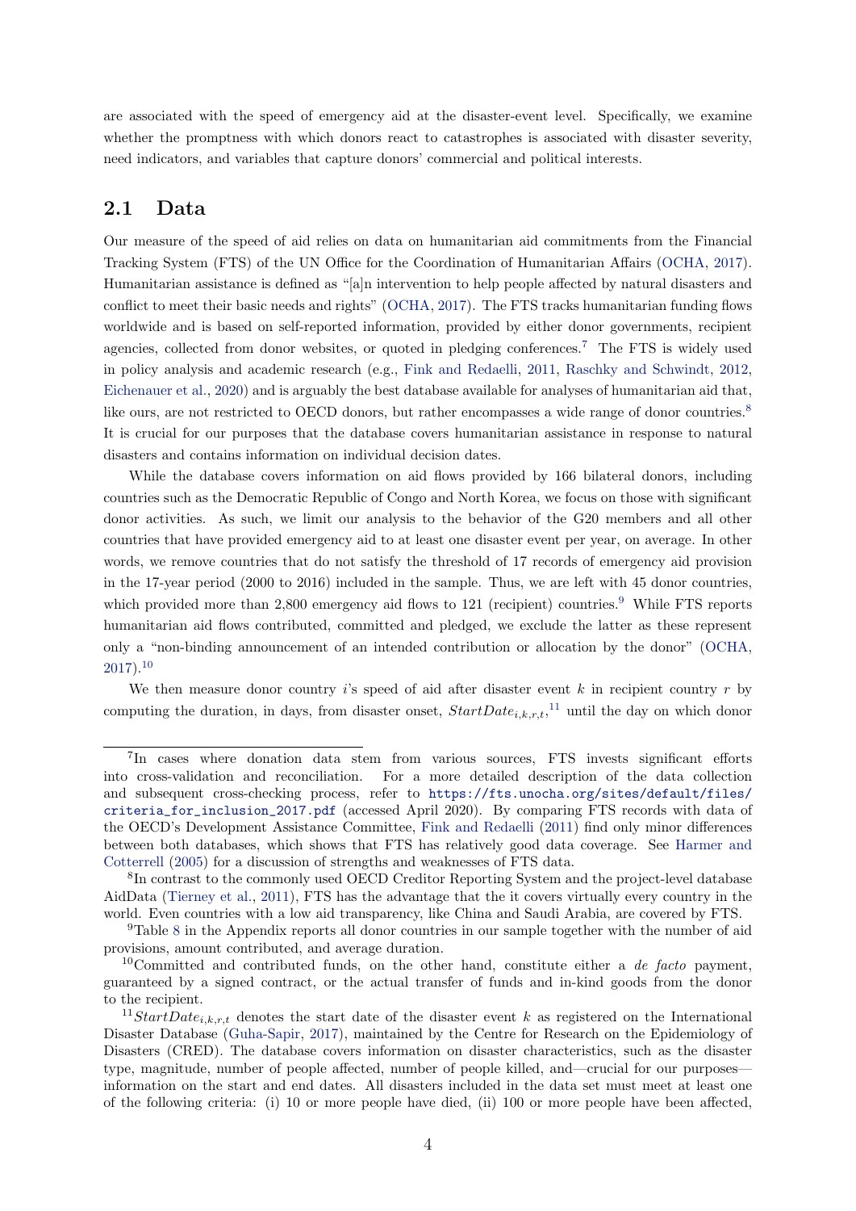are associated with the speed of emergency aid at the disaster-event level. Specifically, we examine whether the promptness with which donors react to catastrophes is associated with disaster severity, need indicators, and variables that capture donors' commercial and political interests.

## 2.1 Data

Our measure of the speed of aid relies on data on humanitarian aid commitments from the Financial Tracking System (FTS) of the UN Office for the Coordination of Humanitarian Affairs (OCHA, 2017). Humanitarian assistance is defined as "[a]n intervention to help people affected by natural disasters and conflict to meet their basic needs and rights" (OCHA, 2017). The FTS tracks humanitarian funding flows worldwide and is based on self-reported information, provided by either donor governments, recipient agencies, collected from donor websites, or quoted in pledging conferences.[7] The FTS is widely used in policy analysis and academic research (e.g., Fink and Redaelli, 2011, Raschky and Schwindt, 2012, Eichenauer et al., 2020) and is arguably the best database available for analyses of humanitarian aid that, like ours, are not restricted to OECD donors, but rather encompasses a wide range of donor countries.[8] It is crucial for our purposes that the database covers humanitarian assistance in response to natural disasters and contains information on individual decision dates.

While the database covers information on aid flows provided by 166 bilateral donors, including countries such as the Democratic Republic of Congo and North Korea, we focus on those with significant donor activities. As such, we limit our analysis to the behavior of the G20 members and all other countries that have provided emergency aid to at least one disaster event per year, on average. In other words, we remove countries that do not satisfy the threshold of 17 records of emergency aid provision in the 17-year period (2000 to 2016) included in the sample. Thus, we are left with 45 donor countries, which provided more than 2,800 emergency aid flows to 121 (recipient) countries.[9] While FTS reports humanitarian aid flows contributed, committed and pledged, we exclude the latter as these represent only a "non-binding announcement of an intended contribution or allocation by the donor" (OCHA, 2017).[10]

We then measure donor country $i$'s speed of aid after disaster event $k$ in recipient country $r$ by computing the duration, in days, from disaster onset, $StartDate_{i,k,r,t}$,[11] until the day on which donor

---

[7] In cases where donation data stem from various sources, FTS invests significant efforts into cross-validation and reconciliation. For a more detailed description of the data collection and subsequent cross-checking process, refer to https://fts.unocha.org/sites/default/files/criteria_for_inclusion_2017.pdf (accessed April 2020). By comparing FTS records with data of the OECD's Development Assistance Committee, Fink and Redaelli (2011) find only minor differences between both databases, which shows that FTS has relatively good data coverage. See Harmer and Cotterrell (2005) for a discussion of strengths and weaknesses of FTS data.

[8] In contrast to the commonly used OECD Creditor Reporting System and the project-level database AidData (Tierney et al., 2011), FTS has the advantage that the it covers virtually every country in the world. Even countries with a low aid transparency, like China and Saudi Arabia, are covered by FTS.

[9] Table 8 in the Appendix reports all donor countries in our sample together with the number of aid provisions, amount contributed, and average duration.

[10] Committed and contributed funds, on the other hand, constitute either a *de facto* payment, guaranteed by a signed contract, or the actual transfer of funds and in-kind goods from the donor to the recipient.

[11] $StartDate_{i,k,r,t}$ denotes the start date of the disaster event $k$ as registered on the International Disaster Database (Guha-Sapir, 2017), maintained by the Centre for Research on the Epidemiology of Disasters (CRED). The database covers information on disaster characteristics, such as the disaster type, magnitude, number of people affected, number of people killed, and—crucial for our purposes—information on the start and end dates. All disasters included in the data set must meet at least one of the following criteria: (i) 10 or more people have died, (ii) 100 or more people have been affected,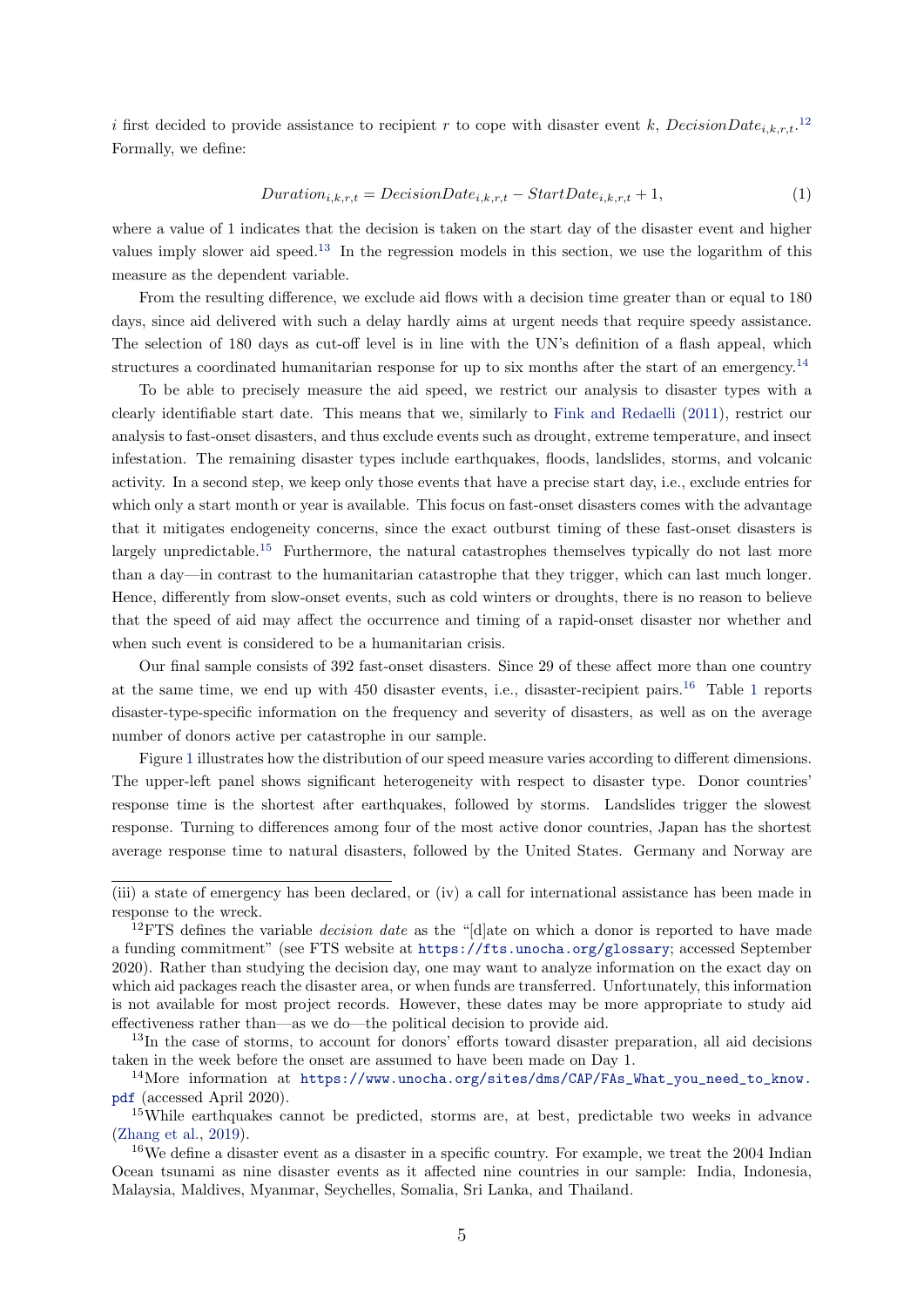$i$ first decided to provide assistance to recipient $r$ to cope with disaster event $k$, $DecisionDate_{i,k,r,t}$.[12] Formally, we define:

$$Duration_{i,k,r,t} = DecisionDate_{i,k,r,t} - StartDate_{i,k,r,t} + 1, \tag{1}$$

where a value of 1 indicates that the decision is taken on the start day of the disaster event and higher values imply slower aid speed.[13] In the regression models in this section, we use the logarithm of this measure as the dependent variable.

From the resulting difference, we exclude aid flows with a decision time greater than or equal to 180 days, since aid delivered with such a delay hardly aims at urgent needs that require speedy assistance. The selection of 180 days as cut-off level is in line with the UN's definition of a flash appeal, which structures a coordinated humanitarian response for up to six months after the start of an emergency.[14]

To be able to precisely measure the aid speed, we restrict our analysis to disaster types with a clearly identifiable start date. This means that we, similarly to Fink and Redaelli (2011), restrict our analysis to fast-onset disasters, and thus exclude events such as drought, extreme temperature, and insect infestation. The remaining disaster types include earthquakes, floods, landslides, storms, and volcanic activity. In a second step, we keep only those events that have a precise start day, i.e., exclude entries for which only a start month or year is available. This focus on fast-onset disasters comes with the advantage that it mitigates endogeneity concerns, since the exact outburst timing of these fast-onset disasters is largely unpredictable.[15] Furthermore, the natural catastrophes themselves typically do not last more than a day—in contrast to the humanitarian catastrophe that they trigger, which can last much longer. Hence, differently from slow-onset events, such as cold winters or droughts, there is no reason to believe that the speed of aid may affect the occurrence and timing of a rapid-onset disaster nor whether and when such event is considered to be a humanitarian crisis.

Our final sample consists of 392 fast-onset disasters. Since 29 of these affect more than one country at the same time, we end up with 450 disaster events, i.e., disaster-recipient pairs.[16] Table 1 reports disaster-type-specific information on the frequency and severity of disasters, as well as on the average number of donors active per catastrophe in our sample.

Figure 1 illustrates how the distribution of our speed measure varies according to different dimensions. The upper-left panel shows significant heterogeneity with respect to disaster type. Donor countries' response time is the shortest after earthquakes, followed by storms. Landslides trigger the slowest response. Turning to differences among four of the most active donor countries, Japan has the shortest average response time to natural disasters, followed by the United States. Germany and Norway are

---

(iii) a state of emergency has been declared, or (iv) a call for international assistance has been made in response to the wreck.

[12] FTS defines the variable *decision date* as the "[d]ate on which a donor is reported to have made a funding commitment" (see FTS website at https://fts.unocha.org/glossary; accessed September 2020). Rather than studying the decision day, one may want to analyze information on the exact day on which aid packages reach the disaster area, or when funds are transferred. Unfortunately, this information is not available for most project records. However, these dates may be more appropriate to study aid effectiveness rather than—as we do—the political decision to provide aid.

[13] In the case of storms, to account for donors' efforts toward disaster preparation, all aid decisions taken in the week before the onset are assumed to have been made on Day 1.

[14] More information at https://www.unocha.org/sites/dms/CAP/FAs_What_you_need_to_know.pdf (accessed April 2020).

[15] While earthquakes cannot be predicted, storms are, at best, predictable two weeks in advance (Zhang et al., 2019).

[16] We define a disaster event as a disaster in a specific country. For example, we treat the 2004 Indian Ocean tsunami as nine disaster events as it affected nine countries in our sample: India, Indonesia, Malaysia, Maldives, Myanmar, Seychelles, Somalia, Sri Lanka, and Thailand.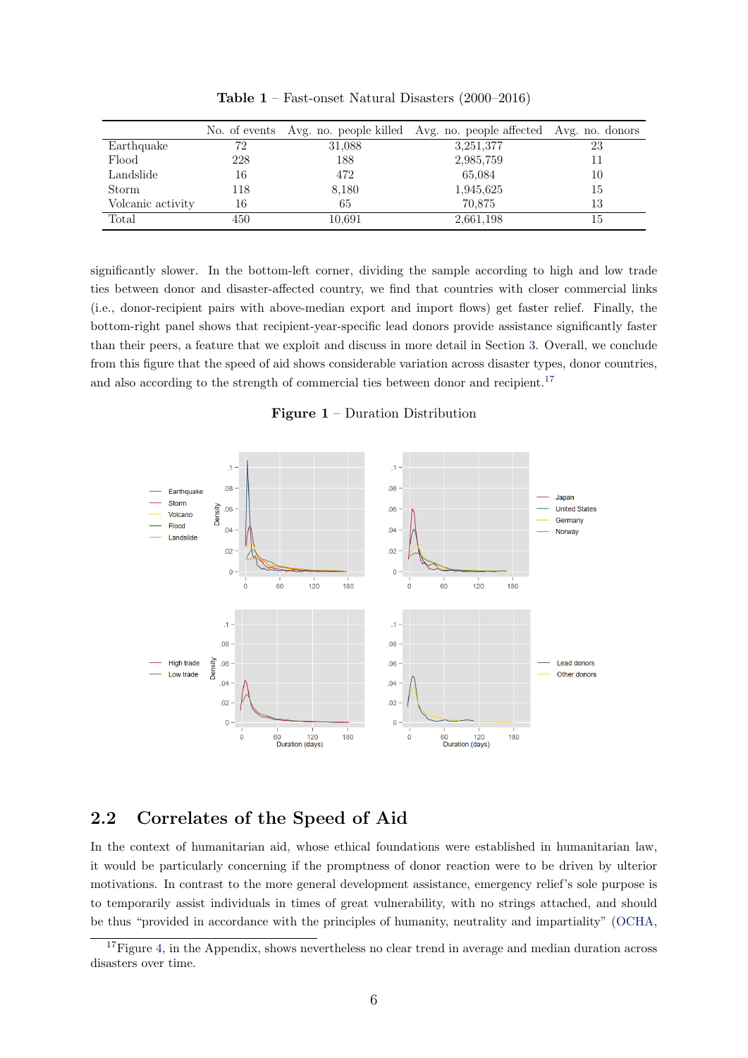**Table 1** – Fast-onset Natural Disasters (2000–2016)

| | No. of events | Avg. no. people killed | Avg. no. people affected | Avg. no. donors |
|---|---|---|---|---|
| Earthquake | 72 | 31,088 | 3,251,377 | 23 |
| Flood | 228 | 188 | 2,985,759 | 11 |
| Landslide | 16 | 472 | 65,084 | 10 |
| Storm | 118 | 8,180 | 1,945,625 | 15 |
| Volcanic activity | 16 | 65 | 70,875 | 13 |
| Total | 450 | 10,691 | 2,661,198 | 15 |

significantly slower. In the bottom-left corner, dividing the sample according to high and low trade ties between donor and disaster-affected country, we find that countries with closer commercial links (i.e., donor-recipient pairs with above-median export and import flows) get faster relief. Finally, the bottom-right panel shows that recipient-year-specific lead donors provide assistance significantly faster than their peers, a feature that we exploit and discuss in more detail in Section 3. Overall, we conclude from this figure that the speed of aid shows considerable variation across disaster types, donor countries, and also according to the strength of commercial ties between donor and recipient.[17]

**Figure 1** – Duration Distribution

## 2.2 Correlates of the Speed of Aid

In the context of humanitarian aid, whose ethical foundations were established in humanitarian law, it would be particularly concerning if the promptness of donor reaction were to be driven by ulterior motivations. In contrast to the more general development assistance, emergency relief's sole purpose is to temporarily assist individuals in times of great vulnerability, with no strings attached, and should be thus "provided in accordance with the principles of humanity, neutrality and impartiality" (OCHA,

[17] Figure 4, in the Appendix, shows nevertheless no clear trend in average and median duration across disasters over time.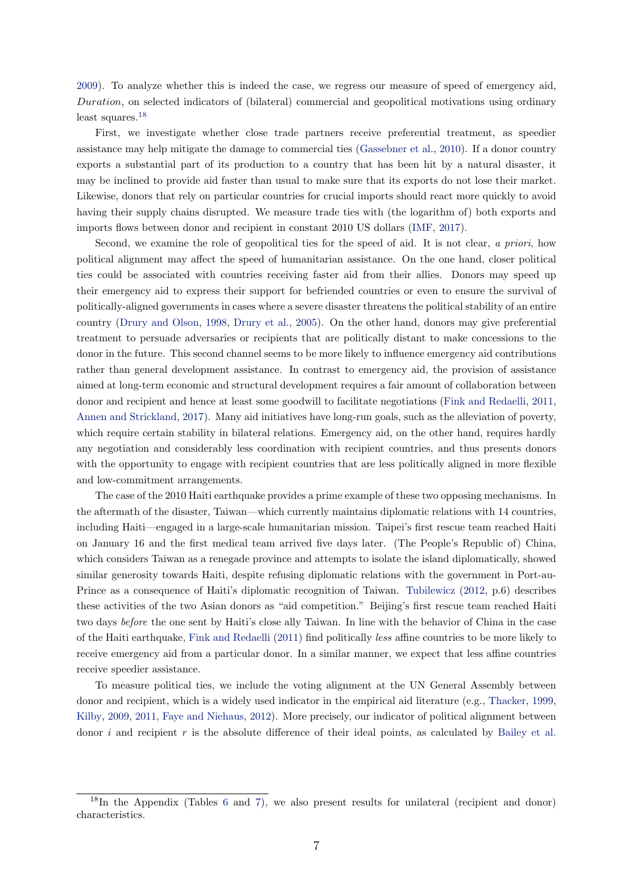2009). To analyze whether this is indeed the case, we regress our measure of speed of emergency aid, *Duration*, on selected indicators of (bilateral) commercial and geopolitical motivations using ordinary least squares.[18]

First, we investigate whether close trade partners receive preferential treatment, as speedier assistance may help mitigate the damage to commercial ties (Gassebner et al., 2010). If a donor country exports a substantial part of its production to a country that has been hit by a natural disaster, it may be inclined to provide aid faster than usual to make sure that its exports do not lose their market. Likewise, donors that rely on particular countries for crucial imports should react more quickly to avoid having their supply chains disrupted. We measure trade ties with (the logarithm of) both exports and imports flows between donor and recipient in constant 2010 US dollars (IMF, 2017).

Second, we examine the role of geopolitical ties for the speed of aid. It is not clear, *a priori*, how political alignment may affect the speed of humanitarian assistance. On the one hand, closer political ties could be associated with countries receiving faster aid from their allies. Donors may speed up their emergency aid to express their support for befriended countries or even to ensure the survival of politically-aligned governments in cases where a severe disaster threatens the political stability of an entire country (Drury and Olson, 1998, Drury et al., 2005). On the other hand, donors may give preferential treatment to persuade adversaries or recipients that are politically distant to make concessions to the donor in the future. This second channel seems to be more likely to influence emergency aid contributions rather than general development assistance. In contrast to emergency aid, the provision of assistance aimed at long-term economic and structural development requires a fair amount of collaboration between donor and recipient and hence at least some goodwill to facilitate negotiations (Fink and Redaelli, 2011, Annen and Strickland, 2017). Many aid initiatives have long-run goals, such as the alleviation of poverty, which require certain stability in bilateral relations. Emergency aid, on the other hand, requires hardly any negotiation and considerably less coordination with recipient countries, and thus presents donors with the opportunity to engage with recipient countries that are less politically aligned in more flexible and low-commitment arrangements.

The case of the 2010 Haiti earthquake provides a prime example of these two opposing mechanisms. In the aftermath of the disaster, Taiwan—which currently maintains diplomatic relations with 14 countries, including Haiti—engaged in a large-scale humanitarian mission. Taipei's first rescue team reached Haiti on January 16 and the first medical team arrived five days later. (The People's Republic of) China, which considers Taiwan as a renegade province and attempts to isolate the island diplomatically, showed similar generosity towards Haiti, despite refusing diplomatic relations with the government in Port-au-Prince as a consequence of Haiti's diplomatic recognition of Taiwan. Tubilewicz (2012, p.6) describes these activities of the two Asian donors as "aid competition." Beijing's first rescue team reached Haiti two days *before* the one sent by Haiti's close ally Taiwan. In line with the behavior of China in the case of the Haiti earthquake, Fink and Redaelli (2011) find politically *less* affine countries to be more likely to receive emergency aid from a particular donor. In a similar manner, we expect that less affine countries receive speedier assistance.

To measure political ties, we include the voting alignment at the UN General Assembly between donor and recipient, which is a widely used indicator in the empirical aid literature (e.g., Thacker, 1999, Kilby, 2009, 2011, Faye and Niehaus, 2012). More precisely, our indicator of political alignment between donor $i$ and recipient $r$ is the absolute difference of their ideal points, as calculated by Bailey et al.

[18] In the Appendix (Tables 6 and 7), we also present results for unilateral (recipient and donor) characteristics.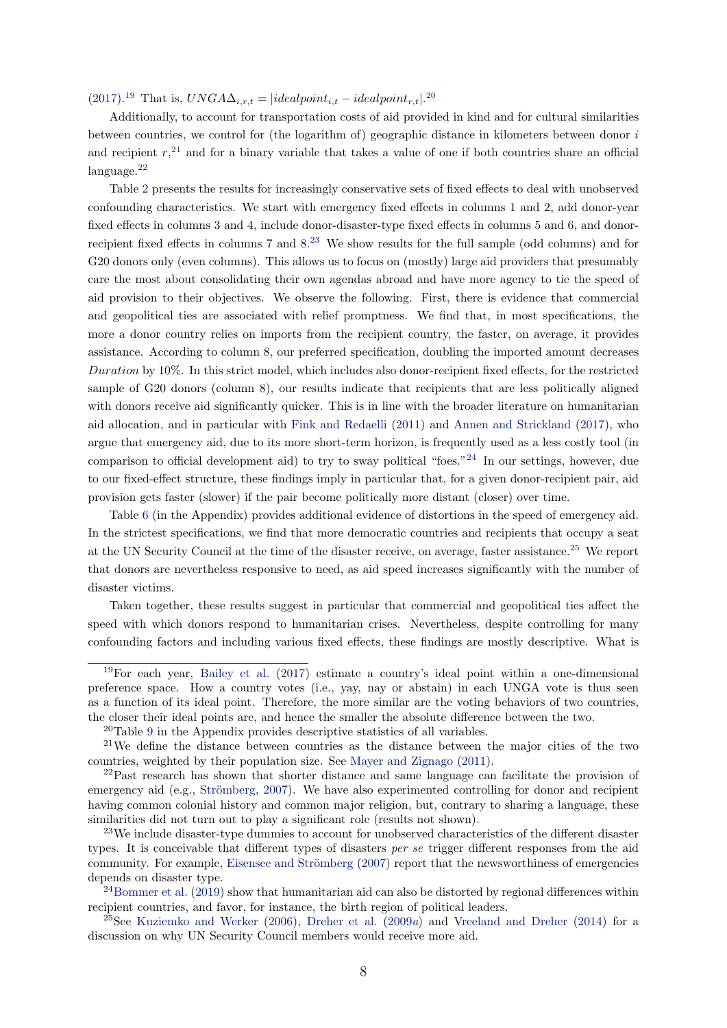(2017).[19] That is, $UNGA\Delta_{i,r,t} = |idealpoint_{i,t} - idealpoint_{r,t}|$.[20]

Additionally, to account for transportation costs of aid provided in kind and for cultural similarities between countries, we control for (the logarithm of) geographic distance in kilometers between donor $i$ and recipient $r$,[21] and for a binary variable that takes a value of one if both countries share an official language.[22]

Table 2 presents the results for increasingly conservative sets of fixed effects to deal with unobserved confounding characteristics. We start with emergency fixed effects in columns 1 and 2, add donor-year fixed effects in columns 3 and 4, include donor-disaster-type fixed effects in columns 5 and 6, and donor-recipient fixed effects in columns 7 and 8.[23] We show results for the full sample (odd columns) and for G20 donors only (even columns). This allows us to focus on (mostly) large aid providers that presumably care the most about consolidating their own agendas abroad and have more agency to tie the speed of aid provision to their objectives. We observe the following. First, there is evidence that commercial and geopolitical ties are associated with relief promptness. We find that, in most specifications, the more a donor country relies on imports from the recipient country, the faster, on average, it provides assistance. According to column 8, our preferred specification, doubling the imported amount decreases *Duration* by 10%. In this strict model, which includes also donor-recipient fixed effects, for the restricted sample of G20 donors (column 8), our results indicate that recipients that are less politically aligned with donors receive aid significantly quicker. This is in line with the broader literature on humanitarian aid allocation, and in particular with Fink and Redaelli (2011) and Annen and Strickland (2017), who argue that emergency aid, due to its more short-term horizon, is frequently used as a less costly tool (in comparison to official development aid) to try to sway political "foes."[24] In our settings, however, due to our fixed-effect structure, these findings imply in particular that, for a given donor-recipient pair, aid provision gets faster (slower) if the pair become politically more distant (closer) over time.

Table 6 (in the Appendix) provides additional evidence of distortions in the speed of emergency aid. In the strictest specifications, we find that more democratic countries and recipients that occupy a seat at the UN Security Council at the time of the disaster receive, on average, faster assistance.[25] We report that donors are nevertheless responsive to need, as aid speed increases significantly with the number of disaster victims.

Taken together, these results suggest in particular that commercial and geopolitical ties affect the speed with which donors respond to humanitarian crises. Nevertheless, despite controlling for many confounding factors and including various fixed effects, these findings are mostly descriptive. What is

---

[19] For each year, Bailey et al. (2017) estimate a country's ideal point within a one-dimensional preference space. How a country votes (i.e., yay, nay or abstain) in each UNGA vote is thus seen as a function of its ideal point. Therefore, the more similar are the voting behaviors of two countries, the closer their ideal points are, and hence the smaller the absolute difference between the two.

[20] Table 9 in the Appendix provides descriptive statistics of all variables.

[21] We define the distance between countries as the distance between the major cities of the two countries, weighted by their population size. See Mayer and Zignago (2011).

[22] Past research has shown that shorter distance and same language can facilitate the provision of emergency aid (e.g., Strömberg, 2007). We have also experimented controlling for donor and recipient having common colonial history and common major religion, but, contrary to sharing a language, these similarities did not turn out to play a significant role (results not shown).

[23] We include disaster-type dummies to account for unobserved characteristics of the different disaster types. It is conceivable that different types of disasters *per se* trigger different responses from the aid community. For example, Eisensee and Strömberg (2007) report that the newsworthiness of emergencies depends on disaster type.

[24] Bommer et al. (2019) show that humanitarian aid can also be distorted by regional differences within recipient countries, and favor, for instance, the birth region of political leaders.

[25] See Kuziemko and Werker (2006), Dreher et al. (2009*a*) and Vreeland and Dreher (2014) for a discussion on why UN Security Council members would receive more aid.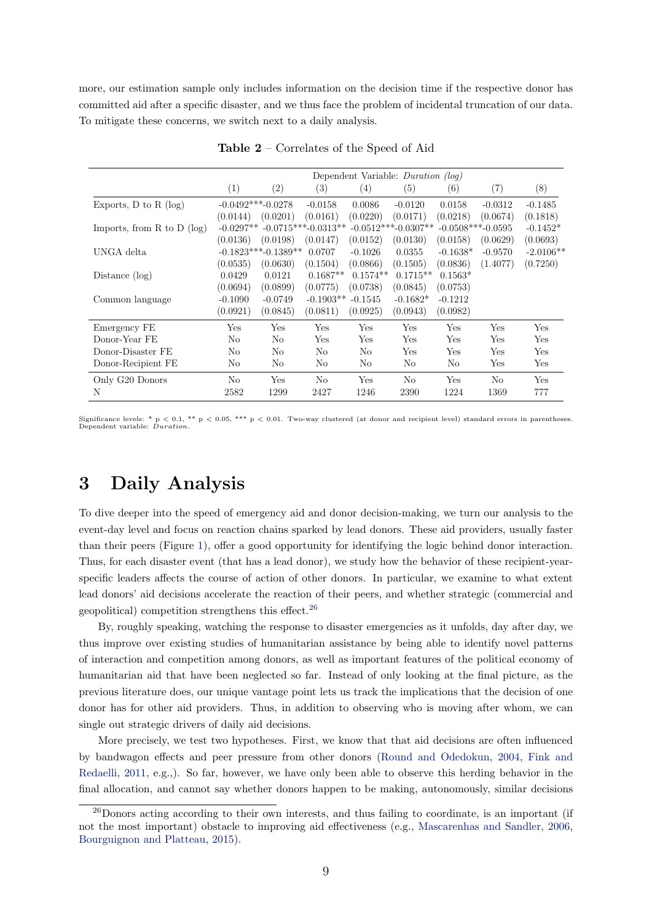more, our estimation sample only includes information on the decision time if the respective donor has committed aid after a specific disaster, and we thus face the problem of incidental truncation of our data. To mitigate these concerns, we switch next to a daily analysis.

**Table 2** – Correlates of the Speed of Aid

| | Dependent Variable: *Duration (log)* | | | | | | | |
|---|---|---|---|---|---|---|---|---|
| | (1) | (2) | (3) | (4) | (5) | (6) | (7) | (8) |
| Exports, D to R (log) | -0.0492*** | -0.0278 | -0.0158 | 0.0086 | -0.0120 | 0.0158 | -0.0312 | -0.1485 |
| | (0.0144) | (0.0201) | (0.0161) | (0.0220) | (0.0171) | (0.0218) | (0.0674) | (0.1818) |
| Imports, from R to D (log) | -0.0297** | -0.0715*** | -0.0313** | -0.0512*** | -0.0307** | -0.0508*** | -0.0595 | -0.1452* |
| | (0.0136) | (0.0198) | (0.0147) | (0.0152) | (0.0130) | (0.0158) | (0.0629) | (0.0693) |
| UNGA delta | -0.1823*** | -0.1389** | 0.0707 | -0.1026 | 0.0355 | -0.1638* | -0.9570 | -2.0106** |
| | (0.0535) | (0.0630) | (0.1504) | (0.0866) | (0.1505) | (0.0836) | (1.4077) | (0.7250) |
| Distance (log) | 0.0429 | 0.0121 | 0.1687** | 0.1574** | 0.1715** | 0.1563* | | |
| | (0.0694) | (0.0899) | (0.0775) | (0.0738) | (0.0845) | (0.0753) | | |
| Common language | -0.1090 | -0.0749 | -0.1903** | -0.1545 | -0.1682* | -0.1212 | | |
| | (0.0921) | (0.0845) | (0.0811) | (0.0925) | (0.0943) | (0.0982) | | |
| Emergency FE | Yes | Yes | Yes | Yes | Yes | Yes | Yes | Yes |
| Donor-Year FE | No | No | Yes | Yes | Yes | Yes | Yes | Yes |
| Donor-Disaster FE | No | No | No | No | Yes | Yes | Yes | Yes |
| Donor-Recipient FE | No | No | No | No | No | No | Yes | Yes |
| Only G20 Donors | No | Yes | No | Yes | No | Yes | No | Yes |
| N | 2582 | 1299 | 2427 | 1246 | 2390 | 1224 | 1369 | 777 |

Significance levels: * p < 0.1, ** p < 0.05, *** p < 0.01. Two-way clustered (at donor and recipient level) standard errors in parentheses. Dependent variable: *Duration*.

# 3 Daily Analysis

To dive deeper into the speed of emergency aid and donor decision-making, we turn our analysis to the event-day level and focus on reaction chains sparked by lead donors. These aid providers, usually faster than their peers (Figure 1), offer a good opportunity for identifying the logic behind donor interaction. Thus, for each disaster event (that has a lead donor), we study how the behavior of these recipient-year-specific leaders affects the course of action of other donors. In particular, we examine to what extent lead donors' aid decisions accelerate the reaction of their peers, and whether strategic (commercial and geopolitical) competition strengthens this effect.[26]

By, roughly speaking, watching the response to disaster emergencies as it unfolds, day after day, we thus improve over existing studies of humanitarian assistance by being able to identify novel patterns of interaction and competition among donors, as well as important features of the political economy of humanitarian aid that have been neglected so far. Instead of only looking at the final picture, as the previous literature does, our unique vantage point lets us track the implications that the decision of one donor has for other aid providers. Thus, in addition to observing who is moving after whom, we can single out strategic drivers of daily aid decisions.

More precisely, we test two hypotheses. First, we know that that aid decisions are often influenced by bandwagon effects and peer pressure from other donors (Round and Odedokun, 2004, Fink and Redaelli, 2011, e.g.,). So far, however, we have only been able to observe this herding behavior in the final allocation, and cannot say whether donors happen to be making, autonomously, similar decisions

[26]Donors acting according to their own interests, and thus failing to coordinate, is an important (if not the most important) obstacle to improving aid effectiveness (e.g., Mascarenhas and Sandler, 2006, Bourguignon and Platteau, 2015).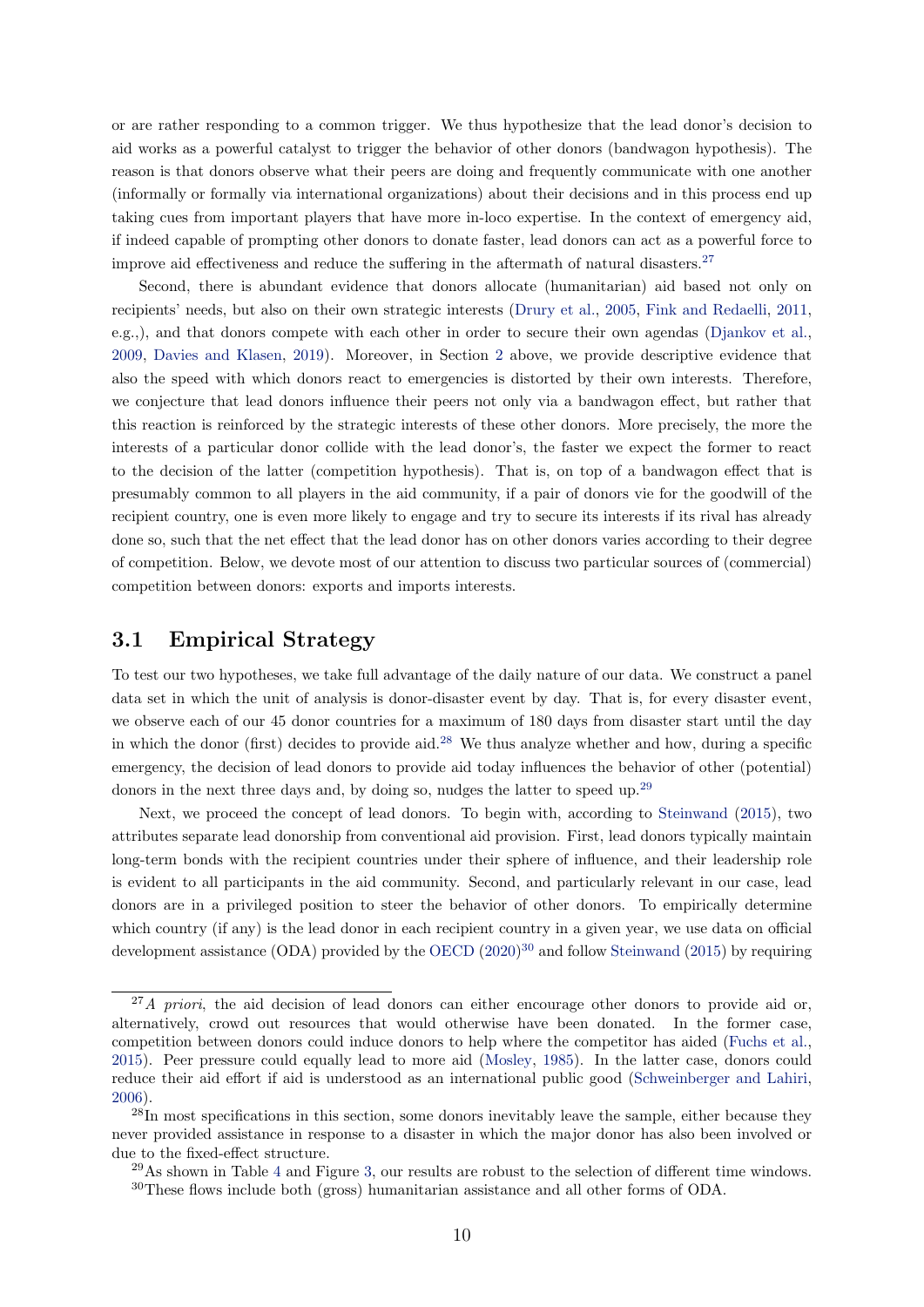or are rather responding to a common trigger. We thus hypothesize that the lead donor's decision to aid works as a powerful catalyst to trigger the behavior of other donors (bandwagon hypothesis). The reason is that donors observe what their peers are doing and frequently communicate with one another (informally or formally via international organizations) about their decisions and in this process end up taking cues from important players that have more in-loco expertise. In the context of emergency aid, if indeed capable of prompting other donors to donate faster, lead donors can act as a powerful force to improve aid effectiveness and reduce the suffering in the aftermath of natural disasters.[27]

Second, there is abundant evidence that donors allocate (humanitarian) aid based not only on recipients' needs, but also on their own strategic interests (Drury et al., 2005, Fink and Redaelli, 2011, e.g.,), and that donors compete with each other in order to secure their own agendas (Djankov et al., 2009, Davies and Klasen, 2019). Moreover, in Section 2 above, we provide descriptive evidence that also the speed with which donors react to emergencies is distorted by their own interests. Therefore, we conjecture that lead donors influence their peers not only via a bandwagon effect, but rather that this reaction is reinforced by the strategic interests of these other donors. More precisely, the more the interests of a particular donor collide with the lead donor's, the faster we expect the former to react to the decision of the latter (competition hypothesis). That is, on top of a bandwagon effect that is presumably common to all players in the aid community, if a pair of donors vie for the goodwill of the recipient country, one is even more likely to engage and try to secure its interests if its rival has already done so, such that the net effect that the lead donor has on other donors varies according to their degree of competition. Below, we devote most of our attention to discuss two particular sources of (commercial) competition between donors: exports and imports interests.

## 3.1 Empirical Strategy

To test our two hypotheses, we take full advantage of the daily nature of our data. We construct a panel data set in which the unit of analysis is donor-disaster event by day. That is, for every disaster event, we observe each of our 45 donor countries for a maximum of 180 days from disaster start until the day in which the donor (first) decides to provide aid.[28] We thus analyze whether and how, during a specific emergency, the decision of lead donors to provide aid today influences the behavior of other (potential) donors in the next three days and, by doing so, nudges the latter to speed up.[29]

Next, we proceed the concept of lead donors. To begin with, according to Steinwand (2015), two attributes separate lead donorship from conventional aid provision. First, lead donors typically maintain long-term bonds with the recipient countries under their sphere of influence, and their leadership role is evident to all participants in the aid community. Second, and particularly relevant in our case, lead donors are in a privileged position to steer the behavior of other donors. To empirically determine which country (if any) is the lead donor in each recipient country in a given year, we use data on official development assistance (ODA) provided by the OECD (2020)[30] and follow Steinwand (2015) by requiring

---

[27] *A priori*, the aid decision of lead donors can either encourage other donors to provide aid or, alternatively, crowd out resources that would otherwise have been donated. In the former case, competition between donors could induce donors to help where the competitor has aided (Fuchs et al., 2015). Peer pressure could equally lead to more aid (Mosley, 1985). In the latter case, donors could reduce their aid effort if aid is understood as an international public good (Schweinberger and Lahiri, 2006).

[28] In most specifications in this section, some donors inevitably leave the sample, either because they never provided assistance in response to a disaster in which the major donor has also been involved or due to the fixed-effect structure.

[29] As shown in Table 4 and Figure 3, our results are robust to the selection of different time windows.

[30] These flows include both (gross) humanitarian assistance and all other forms of ODA.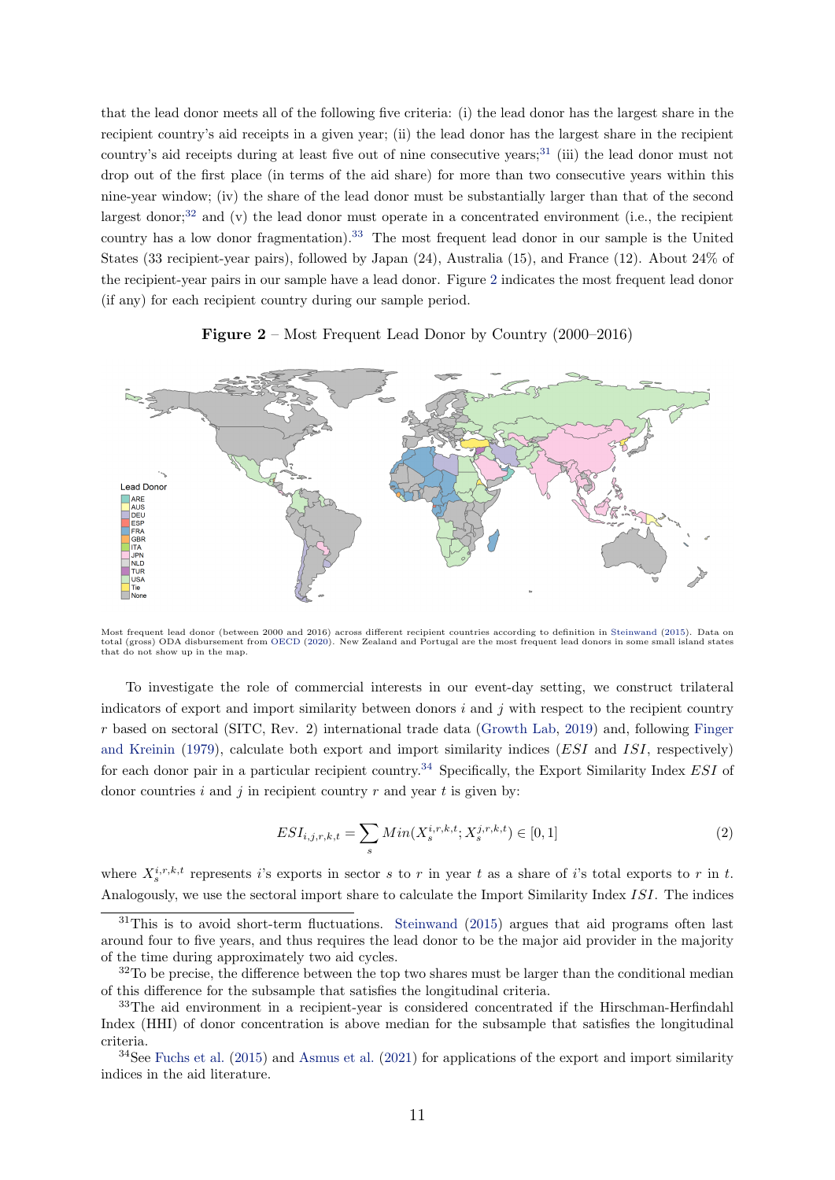that the lead donor meets all of the following five criteria: (i) the lead donor has the largest share in the recipient country's aid receipts in a given year; (ii) the lead donor has the largest share in the recipient country's aid receipts during at least five out of nine consecutive years;[31] (iii) the lead donor must not drop out of the first place (in terms of the aid share) for more than two consecutive years within this nine-year window; (iv) the share of the lead donor must be substantially larger than that of the second largest donor;[32] and (v) the lead donor must operate in a concentrated environment (i.e., the recipient country has a low donor fragmentation).[33] The most frequent lead donor in our sample is the United States (33 recipient-year pairs), followed by Japan (24), Australia (15), and France (12). About 24% of the recipient-year pairs in our sample have a lead donor. Figure 2 indicates the most frequent lead donor (if any) for each recipient country during our sample period.

**Figure 2** – Most Frequent Lead Donor by Country (2000–2016)

Most frequent lead donor (between 2000 and 2016) across different recipient countries according to definition in Steinwand (2015). Data on total (gross) ODA disbursement from OECD (2020). New Zealand and Portugal are the most frequent lead donors in some small island states that do not show up in the map.

To investigate the role of commercial interests in our event-day setting, we construct trilateral indicators of export and import similarity between donors $i$ and $j$ with respect to the recipient country $r$ based on sectoral (SITC, Rev. 2) international trade data (Growth Lab, 2019) and, following Finger and Kreinin (1979), calculate both export and import similarity indices ($ESI$ and $ISI$, respectively) for each donor pair in a particular recipient country.[34] Specifically, the Export Similarity Index $ESI$ of donor countries $i$ and $j$ in recipient country $r$ and year $t$ is given by:

$$ESI_{i,j,r,k,t} = \sum_{s} Min(X_s^{i,r,k,t}; X_s^{j,r,k,t}) \in [0, 1] \tag{2}$$

where $X_s^{i,r,k,t}$ represents $i$'s exports in sector $s$ to $r$ in year $t$ as a share of $i$'s total exports to $r$ in $t$. Analogously, we use the sectoral import share to calculate the Import Similarity Index $ISI$. The indices

[31] This is to avoid short-term fluctuations. Steinwand (2015) argues that aid programs often last around four to five years, and thus requires the lead donor to be the major aid provider in the majority of the time during approximately two aid cycles.

[32] To be precise, the difference between the top two shares must be larger than the conditional median of this difference for the subsample that satisfies the longitudinal criteria.

[33] The aid environment in a recipient-year is considered concentrated if the Hirschman-Herfindahl Index (HHI) of donor concentration is above median for the subsample that satisfies the longitudinal criteria.

[34] See Fuchs et al. (2015) and Asmus et al. (2021) for applications of the export and import similarity indices in the aid literature.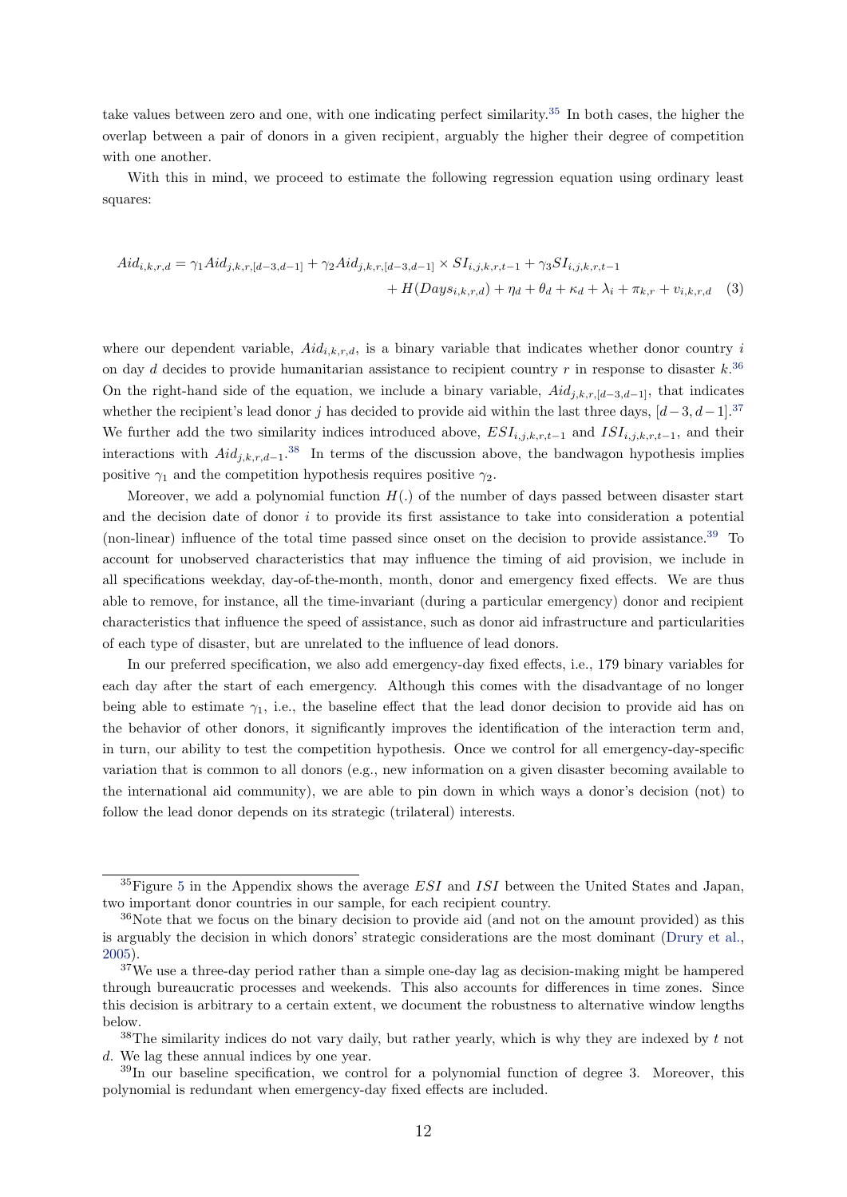take values between zero and one, with one indicating perfect similarity.[35] In both cases, the higher the overlap between a pair of donors in a given recipient, arguably the higher their degree of competition with one another.

With this in mind, we proceed to estimate the following regression equation using ordinary least squares:

$$
\begin{aligned}
Aid_{i,k,r,d} = \gamma_1 Aid_{j,k,r,[d-3,d-1]} + \gamma_2 Aid_{j,k,r,[d-3,d-1]} \times SI_{i,j,k,r,t-1} + \gamma_3 SI_{i,j,k,r,t-1} \\
+ H(Days_{i,k,r,d}) + \eta_d + \theta_d + \kappa_d + \lambda_i + \pi_{k,r} + v_{i,k,r,d} \quad (3)
\end{aligned}
$$

where our dependent variable, $Aid_{i,k,r,d}$, is a binary variable that indicates whether donor country $i$ on day $d$ decides to provide humanitarian assistance to recipient country $r$ in response to disaster $k$.[36] On the right-hand side of the equation, we include a binary variable, $Aid_{j,k,r,[d-3,d-1]}$, that indicates whether the recipient's lead donor $j$ has decided to provide aid within the last three days, $[d-3, d-1]$.[37] We further add the two similarity indices introduced above, $ESI_{i,j,k,r,t-1}$ and $ISI_{i,j,k,r,t-1}$, and their interactions with $Aid_{j,k,r,d-1}$.[38] In terms of the discussion above, the bandwagon hypothesis implies positive $\gamma_1$ and the competition hypothesis requires positive $\gamma_2$.

Moreover, we add a polynomial function $H(.)$ of the number of days passed between disaster start and the decision date of donor $i$ to provide its first assistance to take into consideration a potential (non-linear) influence of the total time passed since onset on the decision to provide assistance.[39] To account for unobserved characteristics that may influence the timing of aid provision, we include in all specifications weekday, day-of-the-month, month, donor and emergency fixed effects. We are thus able to remove, for instance, all the time-invariant (during a particular emergency) donor and recipient characteristics that influence the speed of assistance, such as donor aid infrastructure and particularities of each type of disaster, but are unrelated to the influence of lead donors.

In our preferred specification, we also add emergency-day fixed effects, i.e., 179 binary variables for each day after the start of each emergency. Although this comes with the disadvantage of no longer being able to estimate $\gamma_1$, i.e., the baseline effect that the lead donor decision to provide aid has on the behavior of other donors, it significantly improves the identification of the interaction term and, in turn, our ability to test the competition hypothesis. Once we control for all emergency-day-specific variation that is common to all donors (e.g., new information on a given disaster becoming available to the international aid community), we are able to pin down in which ways a donor's decision (not) to follow the lead donor depends on its strategic (trilateral) interests.

---

[35] Figure 5 in the Appendix shows the average $ESI$ and $ISI$ between the United States and Japan, two important donor countries in our sample, for each recipient country.

[36] Note that we focus on the binary decision to provide aid (and not on the amount provided) as this is arguably the decision in which donors' strategic considerations are the most dominant (Drury et al., 2005).

[37] We use a three-day period rather than a simple one-day lag as decision-making might be hampered through bureaucratic processes and weekends. This also accounts for differences in time zones. Since this decision is arbitrary to a certain extent, we document the robustness to alternative window lengths below.

[38] The similarity indices do not vary daily, but rather yearly, which is why they are indexed by $t$ not $d$. We lag these annual indices by one year.

[39] In our baseline specification, we control for a polynomial function of degree 3. Moreover, this polynomial is redundant when emergency-day fixed effects are included.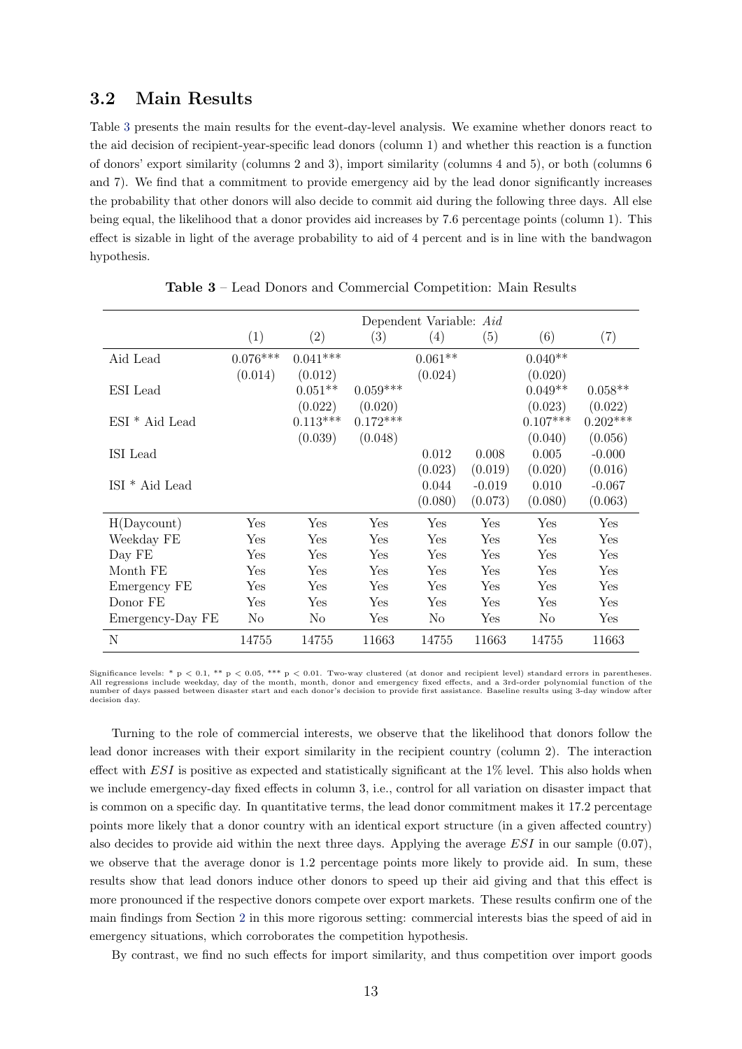### 3.2 Main Results

Table 3 presents the main results for the event-day-level analysis. We examine whether donors react to the aid decision of recipient-year-specific lead donors (column 1) and whether this reaction is a function of donors' export similarity (columns 2 and 3), import similarity (columns 4 and 5), or both (columns 6 and 7). We find that a commitment to provide emergency aid by the lead donor significantly increases the probability that other donors will also decide to commit aid during the following three days. All else being equal, the likelihood that a donor provides aid increases by 7.6 percentage points (column 1). This effect is sizable in light of the average probability to aid of 4 percent and is in line with the bandwagon hypothesis.

**Table 3** – Lead Donors and Commercial Competition: Main Results

| | Dependent Variable: *Aid* | | | | | | |
|---|---|---|---|---|---|---|---|
| | (1) | (2) | (3) | (4) | (5) | (6) | (7) |
| Aid Lead | 0.076*** | 0.041*** | | 0.061** | | 0.040** | |
| | (0.014) | (0.012) | | (0.024) | | (0.020) | |
| ESI Lead | | 0.051** | 0.059*** | | | 0.049** | 0.058** |
| | | (0.022) | (0.020) | | | (0.023) | (0.022) |
| ESI * Aid Lead | | 0.113*** | 0.172*** | | | 0.107*** | 0.202*** |
| | | (0.039) | (0.048) | | | (0.040) | (0.056) |
| ISI Lead | | | | 0.012 | 0.008 | 0.005 | -0.000 |
| | | | | (0.023) | (0.019) | (0.020) | (0.016) |
| ISI * Aid Lead | | | | 0.044 | -0.019 | 0.010 | -0.067 |
| | | | | (0.080) | (0.073) | (0.080) | (0.063) |
| H(Daycount) | Yes | Yes | Yes | Yes | Yes | Yes | Yes |
| Weekday FE | Yes | Yes | Yes | Yes | Yes | Yes | Yes |
| Day FE | Yes | Yes | Yes | Yes | Yes | Yes | Yes |
| Month FE | Yes | Yes | Yes | Yes | Yes | Yes | Yes |
| Emergency FE | Yes | Yes | Yes | Yes | Yes | Yes | Yes |
| Donor FE | Yes | Yes | Yes | Yes | Yes | Yes | Yes |
| Emergency-Day FE | No | No | Yes | No | Yes | No | Yes |
| N | 14755 | 14755 | 11663 | 14755 | 11663 | 14755 | 11663 |

Significance levels: * p < 0.1, ** p < 0.05, *** p < 0.01. Two-way clustered (at donor and recipient level) standard errors in parentheses. All regressions include weekday, day of the month, month, donor and emergency fixed effects, and a 3rd-order polynomial function of the number of days passed between disaster start and each donor's decision to provide first assistance. Baseline results using 3-day window after decision day.

Turning to the role of commercial interests, we observe that the likelihood that donors follow the lead donor increases with their export similarity in the recipient country (column 2). The interaction effect with *ESI* is positive as expected and statistically significant at the 1% level. This also holds when we include emergency-day fixed effects in column 3, i.e., control for all variation on disaster impact that is common on a specific day. In quantitative terms, the lead donor commitment makes it 17.2 percentage points more likely that a donor country with an identical export structure (in a given affected country) also decides to provide aid within the next three days. Applying the average *ESI* in our sample (0.07), we observe that the average donor is 1.2 percentage points more likely to provide aid. In sum, these results show that lead donors induce other donors to speed up their aid giving and that this effect is more pronounced if the respective donors compete over export markets. These results confirm one of the main findings from Section 2 in this more rigorous setting: commercial interests bias the speed of aid in emergency situations, which corroborates the competition hypothesis.

By contrast, we find no such effects for import similarity, and thus competition over import goods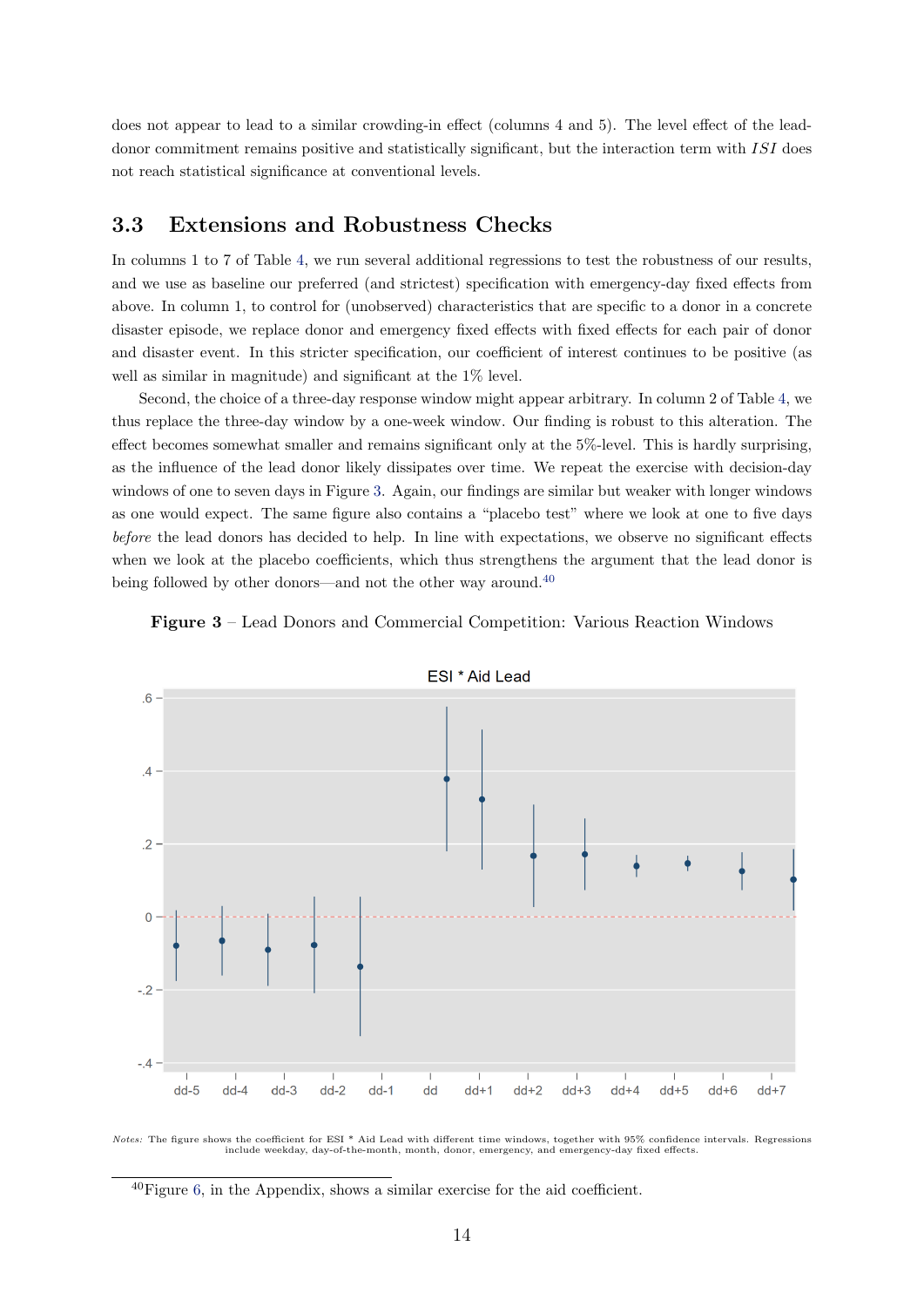does not appear to lead to a similar crowding-in effect (columns 4 and 5). The level effect of the lead-donor commitment remains positive and statistically significant, but the interaction term with $ISI$ does not reach statistical significance at conventional levels.

## 3.3 Extensions and Robustness Checks

In columns 1 to 7 of Table 4, we run several additional regressions to test the robustness of our results, and we use as baseline our preferred (and strictest) specification with emergency-day fixed effects from above. In column 1, to control for (unobserved) characteristics that are specific to a donor in a concrete disaster episode, we replace donor and emergency fixed effects with fixed effects for each pair of donor and disaster event. In this stricter specification, our coefficient of interest continues to be positive (as well as similar in magnitude) and significant at the 1% level.

Second, the choice of a three-day response window might appear arbitrary. In column 2 of Table 4, we thus replace the three-day window by a one-week window. Our finding is robust to this alteration. The effect becomes somewhat smaller and remains significant only at the 5%-level. This is hardly surprising, as the influence of the lead donor likely dissipates over time. We repeat the exercise with decision-day windows of one to seven days in Figure 3. Again, our findings are similar but weaker with longer windows as one would expect. The same figure also contains a "placebo test" where we look at one to five days *before* the lead donors has decided to help. In line with expectations, we observe no significant effects when we look at the placebo coefficients, which thus strengthens the argument that the lead donor is being followed by other donors—and not the other way around.[40]

**Figure 3** – Lead Donors and Commercial Competition: Various Reaction Windows

*Notes:* The figure shows the coefficient for ESI * Aid Lead with different time windows, together with 95% confidence intervals. Regressions include weekday, day-of-the-month, month, donor, emergency, and emergency-day fixed effects.

[40] Figure 6, in the Appendix, shows a similar exercise for the aid coefficient.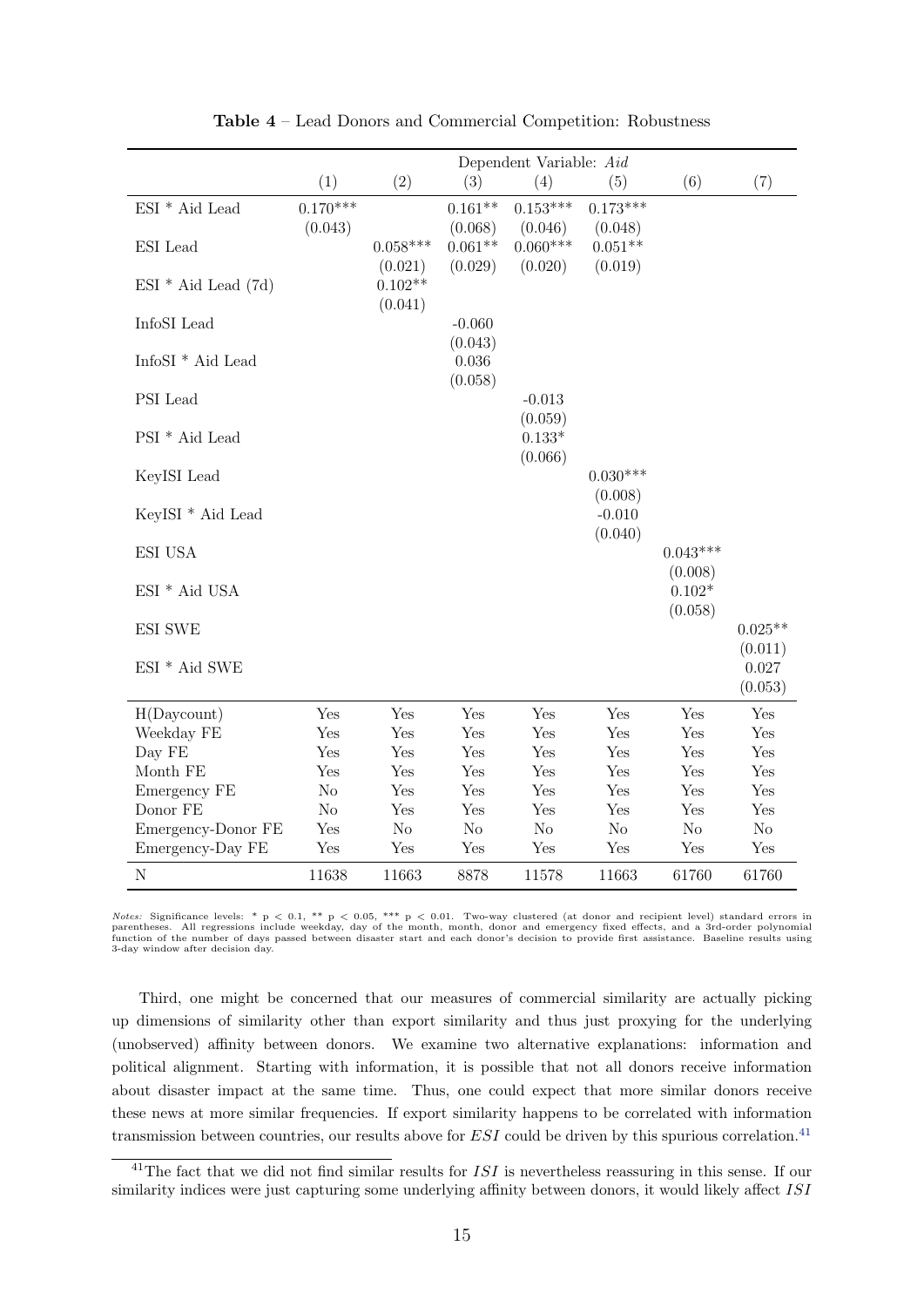**Table 4** – Lead Donors and Commercial Competition: Robustness

| | Dependent Variable: *Aid* | | | | | | |
|---|---|---|---|---|---|---|---|
| | (1) | (2) | (3) | (4) | (5) | (6) | (7) |
| ESI * Aid Lead | 0.170*** | | 0.161** | 0.153*** | 0.173*** | | |
| | (0.043) | | (0.068) | (0.046) | (0.048) | | |
| ESI Lead | | 0.058*** | 0.061** | 0.060*** | 0.051** | | |
| | | (0.021) | (0.029) | (0.020) | (0.019) | | |
| ESI * Aid Lead (7d) | | 0.102** | | | | | |
| | | (0.041) | | | | | |
| InfoSI Lead | | | -0.060 | | | | |
| | | | (0.043) | | | | |
| InfoSI * Aid Lead | | | 0.036 | | | | |
| | | | (0.058) | | | | |
| PSI Lead | | | | -0.013 | | | |
| | | | | (0.059) | | | |
| PSI * Aid Lead | | | | 0.133* | | | |
| | | | | (0.066) | | | |
| KeyISI Lead | | | | | 0.030*** | | |
| | | | | | (0.008) | | |
| KeyISI * Aid Lead | | | | | -0.010 | | |
| | | | | | (0.040) | | |
| ESI USA | | | | | | 0.043*** | |
| | | | | | | (0.008) | |
| ESI * Aid USA | | | | | | 0.102* | |
| | | | | | | (0.058) | |
| ESI SWE | | | | | | | 0.025** |
| | | | | | | | (0.011) |
| ESI * Aid SWE | | | | | | | 0.027 |
| | | | | | | | (0.053) |
| H(Daycount) | Yes | Yes | Yes | Yes | Yes | Yes | Yes |
| Weekday FE | Yes | Yes | Yes | Yes | Yes | Yes | Yes |
| Day FE | Yes | Yes | Yes | Yes | Yes | Yes | Yes |
| Month FE | Yes | Yes | Yes | Yes | Yes | Yes | Yes |
| Emergency FE | No | Yes | Yes | Yes | Yes | Yes | Yes |
| Donor FE | No | Yes | Yes | Yes | Yes | Yes | Yes |
| Emergency-Donor FE | Yes | No | No | No | No | No | No |
| Emergency-Day FE | Yes | Yes | Yes | Yes | Yes | Yes | Yes |
| N | 11638 | 11663 | 8878 | 11578 | 11663 | 61760 | 61760 |

*Notes:* Significance levels: * p < 0.1, ** p < 0.05, *** p < 0.01. Two-way clustered (at donor and recipient level) standard errors in parentheses. All regressions include weekday, day of the month, month, donor and emergency fixed effects, and a 3rd-order polynomial function of the number of days passed between disaster start and each donor's decision to provide first assistance. Baseline results using 3-day window after decision day.

Third, one might be concerned that our measures of commercial similarity are actually picking up dimensions of similarity other than export similarity and thus just proxying for the underlying (unobserved) affinity between donors. We examine two alternative explanations: information and political alignment. Starting with information, it is possible that not all donors receive information about disaster impact at the same time. Thus, one could expect that more similar donors receive these news at more similar frequencies. If export similarity happens to be correlated with information transmission between countries, our results above for $ESI$ could be driven by this spurious correlation.[41]

[41]The fact that we did not find similar results for $ISI$ is nevertheless reassuring in this sense. If our similarity indices were just capturing some underlying affinity between donors, it would likely affect $ISI$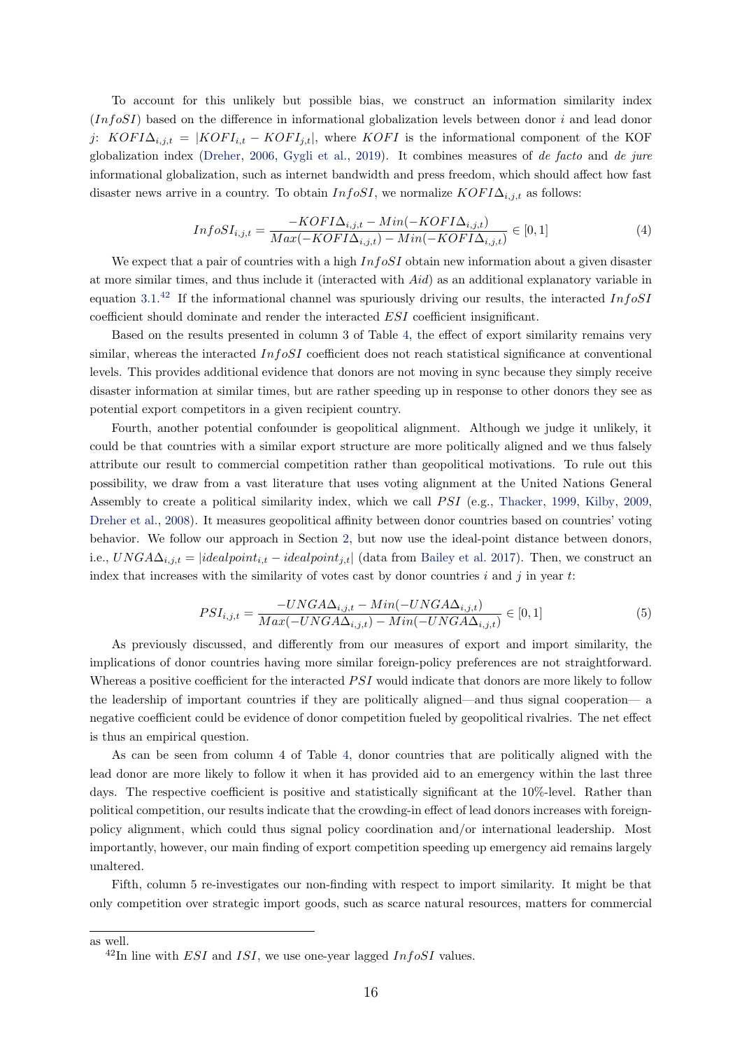To account for this unlikely but possible bias, we construct an information similarity index ($InfoSI$) based on the difference in informational globalization levels between donor $i$ and lead donor $j$: $KOFI\Delta_{i,j,t} = |KOFI_{i,t} - KOFI_{j,t}|$, where $KOFI$ is the informational component of the KOF globalization index (Dreher, 2006, Gygli et al., 2019). It combines measures of *de facto* and *de jure* informational globalization, such as internet bandwidth and press freedom, which should affect how fast disaster news arrive in a country. To obtain $InfoSI$, we normalize $KOFI\Delta_{i,j,t}$ as follows:

$$InfoSI_{i,j,t} = \frac{-KOFI\Delta_{i,j,t} - Min(-KOFI\Delta_{i,j,t})}{Max(-KOFI\Delta_{i,j,t}) - Min(-KOFI\Delta_{i,j,t})} \in [0, 1] \tag{4}$$

We expect that a pair of countries with a high $InfoSI$ obtain new information about a given disaster at more similar times, and thus include it (interacted with $Aid$) as an additional explanatory variable in equation 3.1.[42] If the informational channel was spuriously driving our results, the interacted $InfoSI$ coefficient should dominate and render the interacted $ESI$ coefficient insignificant.

Based on the results presented in column 3 of Table 4, the effect of export similarity remains very similar, whereas the interacted $InfoSI$ coefficient does not reach statistical significance at conventional levels. This provides additional evidence that donors are not moving in sync because they simply receive disaster information at similar times, but are rather speeding up in response to other donors they see as potential export competitors in a given recipient country.

Fourth, another potential confounder is geopolitical alignment. Although we judge it unlikely, it could be that countries with a similar export structure are more politically aligned and we thus falsely attribute our result to commercial competition rather than geopolitical motivations. To rule out this possibility, we draw from a vast literature that uses voting alignment at the United Nations General Assembly to create a political similarity index, which we call $PSI$ (e.g., Thacker, 1999, Kilby, 2009, Dreher et al., 2008). It measures geopolitical affinity between donor countries based on countries' voting behavior. We follow our approach in Section 2, but now use the ideal-point distance between donors, i.e., $UNGA\Delta_{i,j,t} = |idealpoint_{i,t} - idealpoint_{j,t}|$ (data from Bailey et al. 2017). Then, we construct an index that increases with the similarity of votes cast by donor countries $i$ and $j$ in year $t$:

$$PSI_{i,j,t} = \frac{-UNGA\Delta_{i,j,t} - Min(-UNGA\Delta_{i,j,t})}{Max(-UNGA\Delta_{i,j,t}) - Min(-UNGA\Delta_{i,j,t})} \in [0, 1] \tag{5}$$

As previously discussed, and differently from our measures of export and import similarity, the implications of donor countries having more similar foreign-policy preferences are not straightforward. Whereas a positive coefficient for the interacted $PSI$ would indicate that donors are more likely to follow the leadership of important countries if they are politically aligned—and thus signal cooperation— a negative coefficient could be evidence of donor competition fueled by geopolitical rivalries. The net effect is thus an empirical question.

As can be seen from column 4 of Table 4, donor countries that are politically aligned with the lead donor are more likely to follow it when it has provided aid to an emergency within the last three days. The respective coefficient is positive and statistically significant at the 10%-level. Rather than political competition, our results indicate that the crowding-in effect of lead donors increases with foreign-policy alignment, which could thus signal policy coordination and/or international leadership. Most importantly, however, our main finding of export competition speeding up emergency aid remains largely unaltered.

Fifth, column 5 re-investigates our non-finding with respect to import similarity. It might be that only competition over strategic import goods, such as scarce natural resources, matters for commercial

as well.

[42] In line with $ESI$ and $ISI$, we use one-year lagged $InfoSI$ values.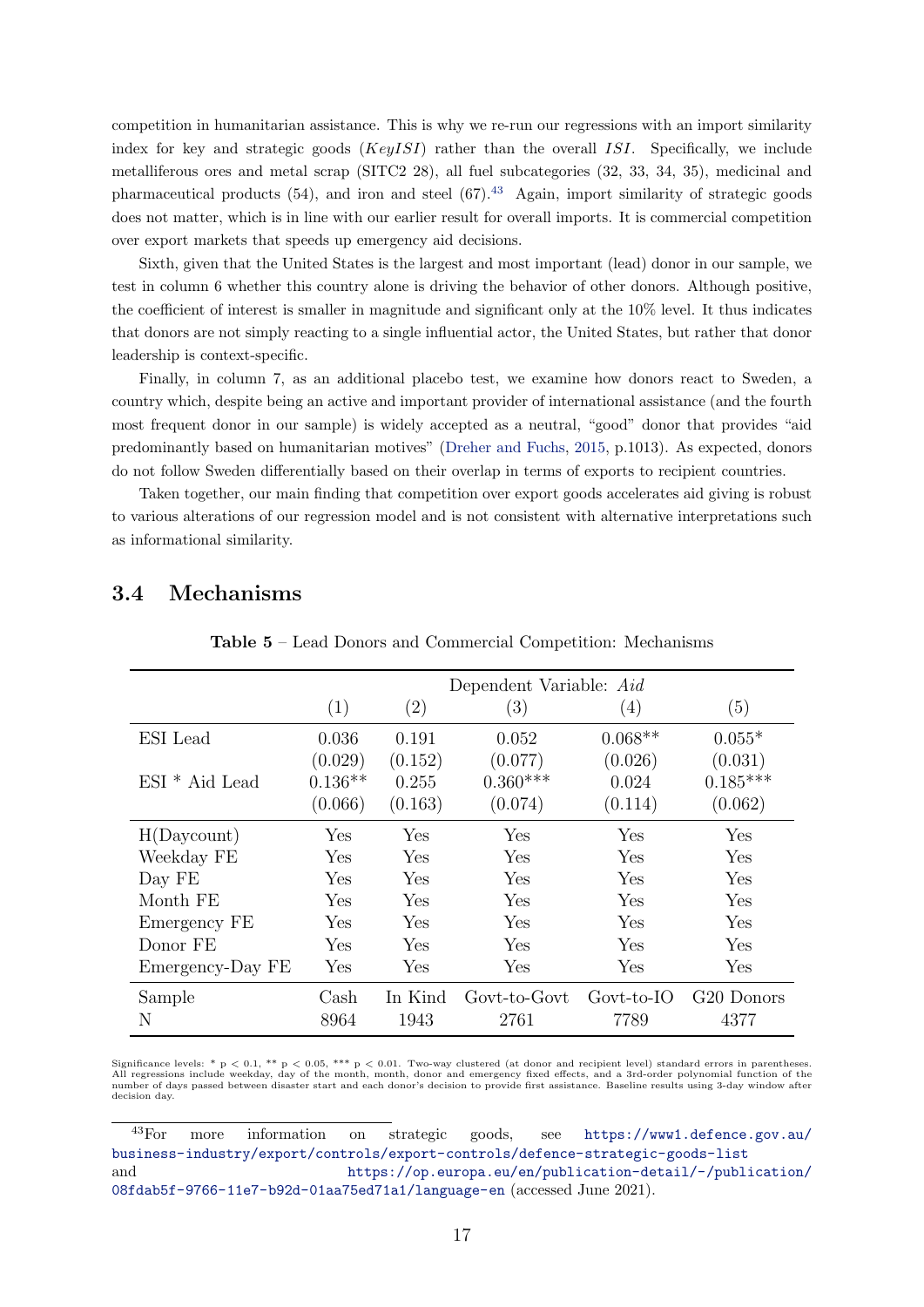competition in humanitarian assistance. This is why we re-run our regressions with an import similarity index for key and strategic goods ($KeyISI$) rather than the overall $ISI$. Specifically, we include metalliferous ores and metal scrap (SITC2 28), all fuel subcategories (32, 33, 34, 35), medicinal and pharmaceutical products (54), and iron and steel (67).[43] Again, import similarity of strategic goods does not matter, which is in line with our earlier result for overall imports. It is commercial competition over export markets that speeds up emergency aid decisions.

Sixth, given that the United States is the largest and most important (lead) donor in our sample, we test in column 6 whether this country alone is driving the behavior of other donors. Although positive, the coefficient of interest is smaller in magnitude and significant only at the 10% level. It thus indicates that donors are not simply reacting to a single influential actor, the United States, but rather that donor leadership is context-specific.

Finally, in column 7, as an additional placebo test, we examine how donors react to Sweden, a country which, despite being an active and important provider of international assistance (and the fourth most frequent donor in our sample) is widely accepted as a neutral, "good" donor that provides "aid predominantly based on humanitarian motives" (Dreher and Fuchs, 2015, p.1013). As expected, donors do not follow Sweden differentially based on their overlap in terms of exports to recipient countries.

Taken together, our main finding that competition over export goods accelerates aid giving is robust to various alterations of our regression model and is not consistent with alternative interpretations such as informational similarity.

## 3.4 Mechanisms

**Table 5** – Lead Donors and Commercial Competition: Mechanisms

| | Dependent Variable: *Aid* | | | | |
|---|---|---|---|---|---|
| | (1) | (2) | (3) | (4) | (5) |
| ESI Lead | 0.036 | 0.191 | 0.052 | 0.068** | 0.055* |
| | (0.029) | (0.152) | (0.077) | (0.026) | (0.031) |
| ESI * Aid Lead | 0.136** | 0.255 | 0.360*** | 0.024 | 0.185*** |
| | (0.066) | (0.163) | (0.074) | (0.114) | (0.062) |
| H(Daycount) | Yes | Yes | Yes | Yes | Yes |
| Weekday FE | Yes | Yes | Yes | Yes | Yes |
| Day FE | Yes | Yes | Yes | Yes | Yes |
| Month FE | Yes | Yes | Yes | Yes | Yes |
| Emergency FE | Yes | Yes | Yes | Yes | Yes |
| Donor FE | Yes | Yes | Yes | Yes | Yes |
| Emergency-Day FE | Yes | Yes | Yes | Yes | Yes |
| Sample | Cash | In Kind | Govt-to-Govt | Govt-to-IO | G20 Donors |
| N | 8964 | 1943 | 2761 | 7789 | 4377 |

Significance levels: * p < 0.1, ** p < 0.05, *** p < 0.01. Two-way clustered (at donor and recipient level) standard errors in parentheses. All regressions include weekday, day of the month, month, donor and emergency fixed effects, and a 3rd-order polynomial function of the number of days passed between disaster start and each donor's decision to provide first assistance. Baseline results using 3-day window after decision day.

[43] For more information on strategic goods, see https://www1.defence.gov.au/business-industry/export/controls/export-controls/defence-strategic-goods-list and https://op.europa.eu/en/publication-detail/-/publication/08fdab5f-9766-11e7-b92d-01aa75ed71a1/language-en (accessed June 2021).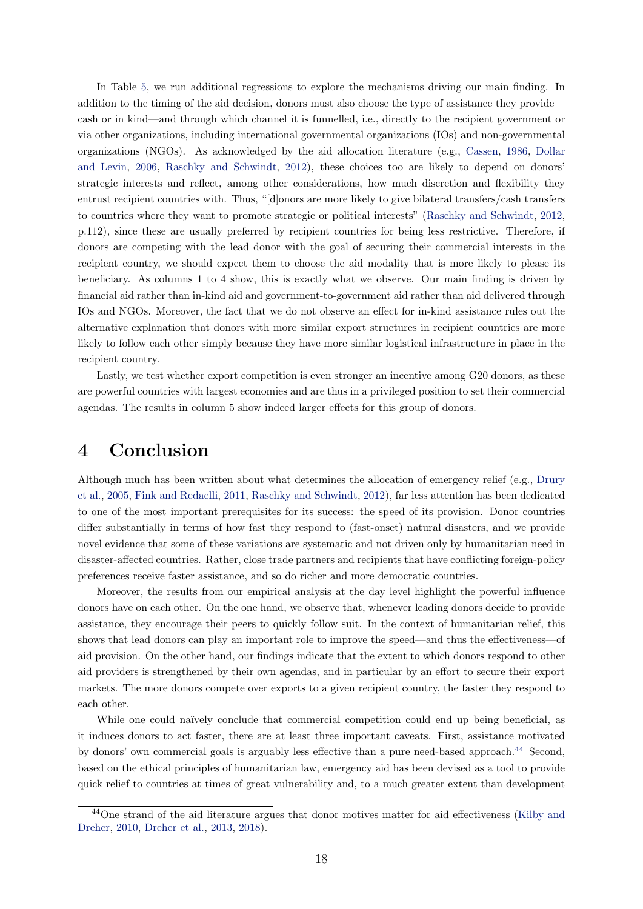In Table 5, we run additional regressions to explore the mechanisms driving our main finding. In addition to the timing of the aid decision, donors must also choose the type of assistance they provide—cash or in kind—and through which channel it is funnelled, i.e., directly to the recipient government or via other organizations, including international governmental organizations (IOs) and non-governmental organizations (NGOs). As acknowledged by the aid allocation literature (e.g., Cassen, 1986, Dollar and Levin, 2006, Raschky and Schwindt, 2012), these choices too are likely to depend on donors' strategic interests and reflect, among other considerations, how much discretion and flexibility they entrust recipient countries with. Thus, "[d]onors are more likely to give bilateral transfers/cash transfers to countries where they want to promote strategic or political interests" (Raschky and Schwindt, 2012, p.112), since these are usually preferred by recipient countries for being less restrictive. Therefore, if donors are competing with the lead donor with the goal of securing their commercial interests in the recipient country, we should expect them to choose the aid modality that is more likely to please its beneficiary. As columns 1 to 4 show, this is exactly what we observe. Our main finding is driven by financial aid rather than in-kind aid and government-to-government aid rather than aid delivered through IOs and NGOs. Moreover, the fact that we do not observe an effect for in-kind assistance rules out the alternative explanation that donors with more similar export structures in recipient countries are more likely to follow each other simply because they have more similar logistical infrastructure in place in the recipient country.

Lastly, we test whether export competition is even stronger an incentive among G20 donors, as these are powerful countries with largest economies and are thus in a privileged position to set their commercial agendas. The results in column 5 show indeed larger effects for this group of donors.

# 4 Conclusion

Although much has been written about what determines the allocation of emergency relief (e.g., Drury et al., 2005, Fink and Redaelli, 2011, Raschky and Schwindt, 2012), far less attention has been dedicated to one of the most important prerequisites for its success: the speed of its provision. Donor countries differ substantially in terms of how fast they respond to (fast-onset) natural disasters, and we provide novel evidence that some of these variations are systematic and not driven only by humanitarian need in disaster-affected countries. Rather, close trade partners and recipients that have conflicting foreign-policy preferences receive faster assistance, and so do richer and more democratic countries.

Moreover, the results from our empirical analysis at the day level highlight the powerful influence donors have on each other. On the one hand, we observe that, whenever leading donors decide to provide assistance, they encourage their peers to quickly follow suit. In the context of humanitarian relief, this shows that lead donors can play an important role to improve the speed—and thus the effectiveness—of aid provision. On the other hand, our findings indicate that the extent to which donors respond to other aid providers is strengthened by their own agendas, and in particular by an effort to secure their export markets. The more donors compete over exports to a given recipient country, the faster they respond to each other.

While one could naïvely conclude that commercial competition could end up being beneficial, as it induces donors to act faster, there are at least three important caveats. First, assistance motivated by donors' own commercial goals is arguably less effective than a pure need-based approach.[44] Second, based on the ethical principles of humanitarian law, emergency aid has been devised as a tool to provide quick relief to countries at times of great vulnerability and, to a much greater extent than development

[44] One strand of the aid literature argues that donor motives matter for aid effectiveness (Kilby and Dreher, 2010, Dreher et al., 2013, 2018).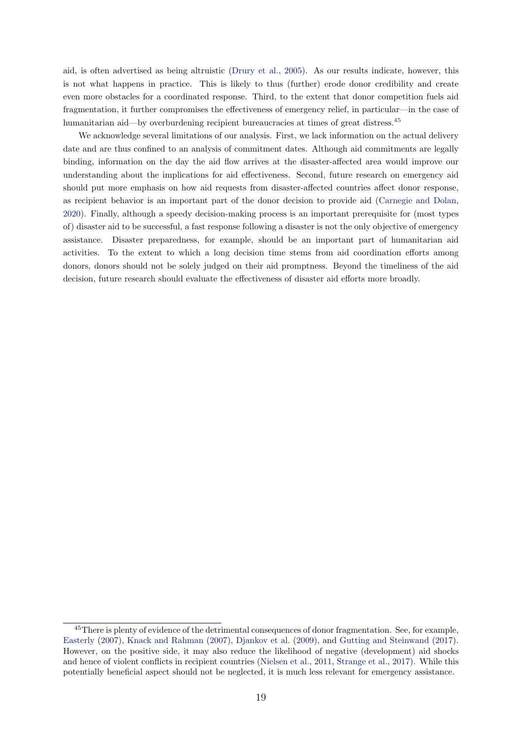aid, is often advertised as being altruistic (Drury et al., 2005). As our results indicate, however, this is not what happens in practice. This is likely to thus (further) erode donor credibility and create even more obstacles for a coordinated response. Third, to the extent that donor competition fuels aid fragmentation, it further compromises the effectiveness of emergency relief, in particular—in the case of humanitarian aid—by overburdening recipient bureaucracies at times of great distress.[45]

We acknowledge several limitations of our analysis. First, we lack information on the actual delivery date and are thus confined to an analysis of commitment dates. Although aid commitments are legally binding, information on the day the aid flow arrives at the disaster-affected area would improve our understanding about the implications for aid effectiveness. Second, future research on emergency aid should put more emphasis on how aid requests from disaster-affected countries affect donor response, as recipient behavior is an important part of the donor decision to provide aid (Carnegie and Dolan, 2020). Finally, although a speedy decision-making process is an important prerequisite for (most types of) disaster aid to be successful, a fast response following a disaster is not the only objective of emergency assistance. Disaster preparedness, for example, should be an important part of humanitarian aid activities. To the extent to which a long decision time stems from aid coordination efforts among donors, donors should not be solely judged on their aid promptness. Beyond the timeliness of the aid decision, future research should evaluate the effectiveness of disaster aid efforts more broadly.

[45] There is plenty of evidence of the detrimental consequences of donor fragmentation. See, for example, Easterly (2007), Knack and Rahman (2007), Djankov et al. (2009), and Gutting and Steinwand (2017). However, on the positive side, it may also reduce the likelihood of negative (development) aid shocks and hence of violent conflicts in recipient countries (Nielsen et al., 2011, Strange et al., 2017). While this potentially beneficial aspect should not be neglected, it is much less relevant for emergency assistance.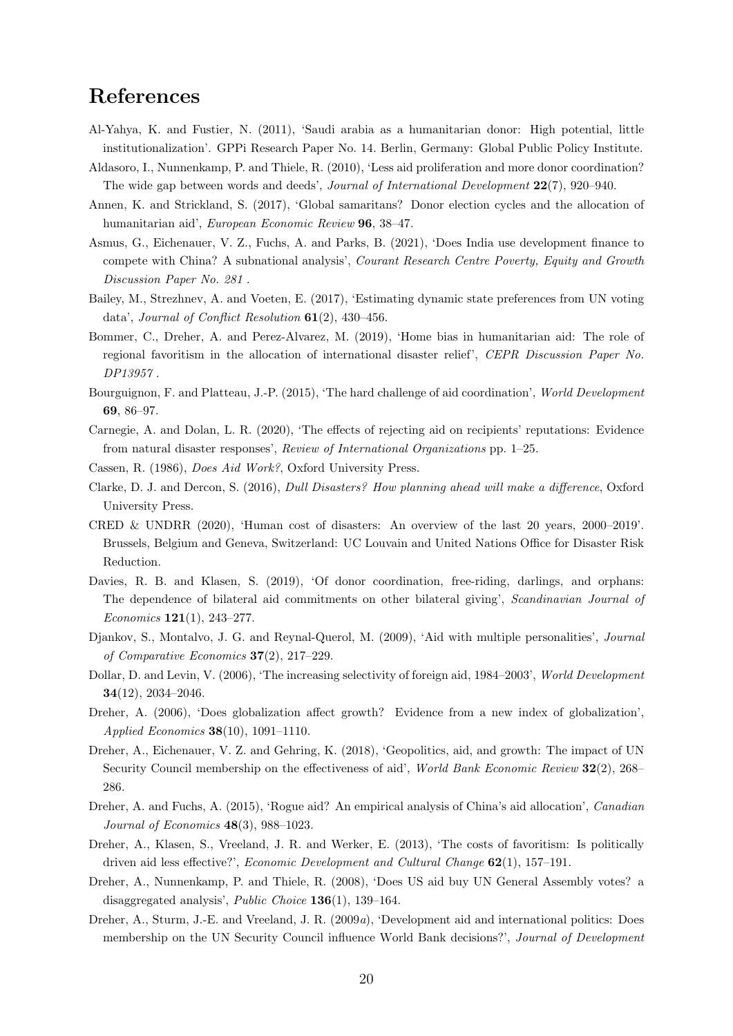# References

Al-Yahya, K. and Fustier, N. (2011), 'Saudi arabia as a humanitarian donor: High potential, little institutionalization'. GPPi Research Paper No. 14. Berlin, Germany: Global Public Policy Institute.

Aldasoro, I., Nunnenkamp, P. and Thiele, R. (2010), 'Less aid proliferation and more donor coordination? The wide gap between words and deeds', *Journal of International Development* **22**(7), 920–940.

Annen, K. and Strickland, S. (2017), 'Global samaritans? Donor election cycles and the allocation of humanitarian aid', *European Economic Review* **96**, 38–47.

Asmus, G., Eichenauer, V. Z., Fuchs, A. and Parks, B. (2021), 'Does India use development finance to compete with China? A subnational analysis', *Courant Research Centre Poverty, Equity and Growth Discussion Paper No. 281* .

Bailey, M., Strezhnev, A. and Voeten, E. (2017), 'Estimating dynamic state preferences from UN voting data', *Journal of Conflict Resolution* **61**(2), 430–456.

Bommer, C., Dreher, A. and Perez-Alvarez, M. (2019), 'Home bias in humanitarian aid: The role of regional favoritism in the allocation of international disaster relief', *CEPR Discussion Paper No. DP13957* .

Bourguignon, F. and Platteau, J.-P. (2015), 'The hard challenge of aid coordination', *World Development* **69**, 86–97.

Carnegie, A. and Dolan, L. R. (2020), 'The effects of rejecting aid on recipients' reputations: Evidence from natural disaster responses', *Review of International Organizations* pp. 1–25.

Cassen, R. (1986), *Does Aid Work?*, Oxford University Press.

Clarke, D. J. and Dercon, S. (2016), *Dull Disasters? How planning ahead will make a difference*, Oxford University Press.

CRED & UNDRR (2020), 'Human cost of disasters: An overview of the last 20 years, 2000–2019'. Brussels, Belgium and Geneva, Switzerland: UC Louvain and United Nations Office for Disaster Risk Reduction.

Davies, R. B. and Klasen, S. (2019), 'Of donor coordination, free-riding, darlings, and orphans: The dependence of bilateral aid commitments on other bilateral giving', *Scandinavian Journal of Economics* **121**(1), 243–277.

Djankov, S., Montalvo, J. G. and Reynal-Querol, M. (2009), 'Aid with multiple personalities', *Journal of Comparative Economics* **37**(2), 217–229.

Dollar, D. and Levin, V. (2006), 'The increasing selectivity of foreign aid, 1984–2003', *World Development* **34**(12), 2034–2046.

Dreher, A. (2006), 'Does globalization affect growth? Evidence from a new index of globalization', *Applied Economics* **38**(10), 1091–1110.

Dreher, A., Eichenauer, V. Z. and Gehring, K. (2018), 'Geopolitics, aid, and growth: The impact of UN Security Council membership on the effectiveness of aid', *World Bank Economic Review* **32**(2), 268–286.

Dreher, A. and Fuchs, A. (2015), 'Rogue aid? An empirical analysis of China's aid allocation', *Canadian Journal of Economics* **48**(3), 988–1023.

Dreher, A., Klasen, S., Vreeland, J. R. and Werker, E. (2013), 'The costs of favoritism: Is politically driven aid less effective?', *Economic Development and Cultural Change* **62**(1), 157–191.

Dreher, A., Nunnenkamp, P. and Thiele, R. (2008), 'Does US aid buy UN General Assembly votes? a disaggregated analysis', *Public Choice* **136**(1), 139–164.

Dreher, A., Sturm, J.-E. and Vreeland, J. R. (2009*a*), 'Development aid and international politics: Does membership on the UN Security Council influence World Bank decisions?', *Journal of Development*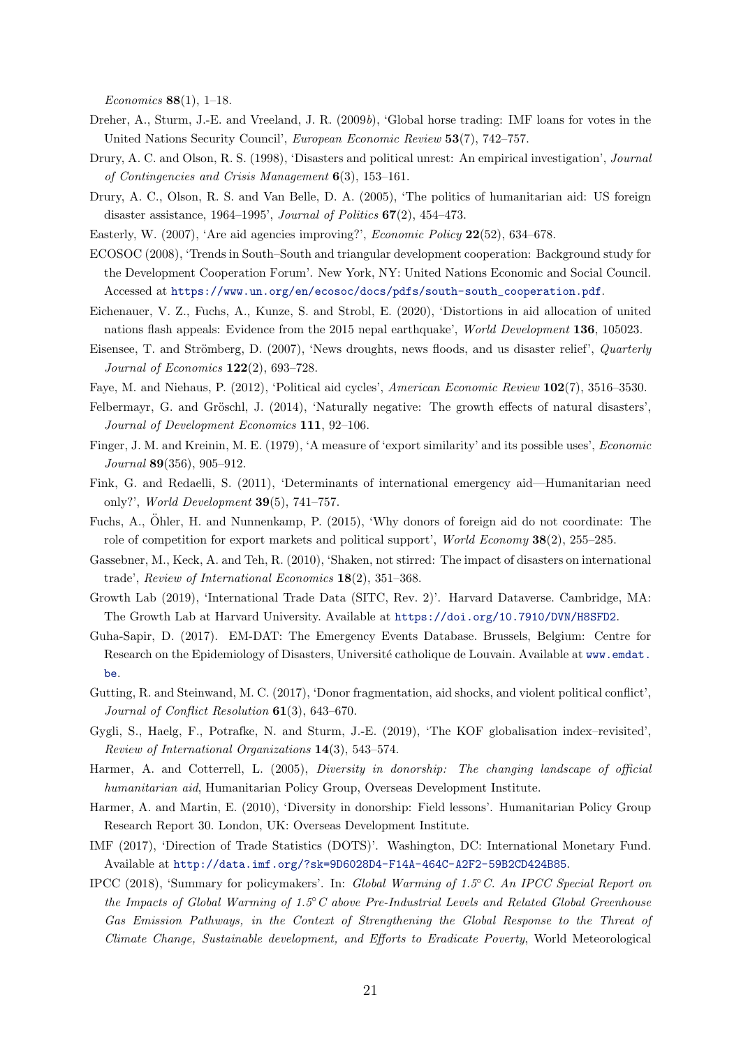*Economics* **88**(1), 1–18.

Dreher, A., Sturm, J.-E. and Vreeland, J. R. (2009*b*), 'Global horse trading: IMF loans for votes in the United Nations Security Council', *European Economic Review* **53**(7), 742–757.

Drury, A. C. and Olson, R. S. (1998), 'Disasters and political unrest: An empirical investigation', *Journal of Contingencies and Crisis Management* **6**(3), 153–161.

Drury, A. C., Olson, R. S. and Van Belle, D. A. (2005), 'The politics of humanitarian aid: US foreign disaster assistance, 1964–1995', *Journal of Politics* **67**(2), 454–473.

Easterly, W. (2007), 'Are aid agencies improving?', *Economic Policy* **22**(52), 634–678.

ECOSOC (2008), 'Trends in South–South and triangular development cooperation: Background study for the Development Cooperation Forum'. New York, NY: United Nations Economic and Social Council. Accessed at https://www.un.org/en/ecosoc/docs/pdfs/south-south_cooperation.pdf.

Eichenauer, V. Z., Fuchs, A., Kunze, S. and Strobl, E. (2020), 'Distortions in aid allocation of united nations flash appeals: Evidence from the 2015 nepal earthquake', *World Development* **136**, 105023.

Eisensee, T. and Strömberg, D. (2007), 'News droughts, news floods, and us disaster relief', *Quarterly Journal of Economics* **122**(2), 693–728.

Faye, M. and Niehaus, P. (2012), 'Political aid cycles', *American Economic Review* **102**(7), 3516–3530.

Felbermayr, G. and Gröschl, J. (2014), 'Naturally negative: The growth effects of natural disasters', *Journal of Development Economics* **111**, 92–106.

Finger, J. M. and Kreinin, M. E. (1979), 'A measure of 'export similarity' and its possible uses', *Economic Journal* **89**(356), 905–912.

Fink, G. and Redaelli, S. (2011), 'Determinants of international emergency aid—Humanitarian need only?', *World Development* **39**(5), 741–757.

Fuchs, A., Öhler, H. and Nunnenkamp, P. (2015), 'Why donors of foreign aid do not coordinate: The role of competition for export markets and political support', *World Economy* **38**(2), 255–285.

Gassebner, M., Keck, A. and Teh, R. (2010), 'Shaken, not stirred: The impact of disasters on international trade', *Review of International Economics* **18**(2), 351–368.

Growth Lab (2019), 'International Trade Data (SITC, Rev. 2)'. Harvard Dataverse. Cambridge, MA: The Growth Lab at Harvard University. Available at https://doi.org/10.7910/DVN/H8SFD2.

Guha-Sapir, D. (2017). EM-DAT: The Emergency Events Database. Brussels, Belgium: Centre for Research on the Epidemiology of Disasters, Université catholique de Louvain. Available at www.emdat.be.

Gutting, R. and Steinwand, M. C. (2017), 'Donor fragmentation, aid shocks, and violent political conflict', *Journal of Conflict Resolution* **61**(3), 643–670.

Gygli, S., Haelg, F., Potrafke, N. and Sturm, J.-E. (2019), 'The KOF globalisation index–revisited', *Review of International Organizations* **14**(3), 543–574.

Harmer, A. and Cotterrell, L. (2005), *Diversity in donorship: The changing landscape of official humanitarian aid*, Humanitarian Policy Group, Overseas Development Institute.

Harmer, A. and Martin, E. (2010), 'Diversity in donorship: Field lessons'. Humanitarian Policy Group Research Report 30. London, UK: Overseas Development Institute.

IMF (2017), 'Direction of Trade Statistics (DOTS)'. Washington, DC: International Monetary Fund. Available at http://data.imf.org/?sk=9D6028D4-F14A-464C-A2F2-59B2CD424B85.

IPCC (2018), 'Summary for policymakers'. In: *Global Warming of 1.5° C. An IPCC Special Report on the Impacts of Global Warming of 1.5° C above Pre-Industrial Levels and Related Global Greenhouse Gas Emission Pathways, in the Context of Strengthening the Global Response to the Threat of Climate Change, Sustainable development, and Efforts to Eradicate Poverty*, World Meteorological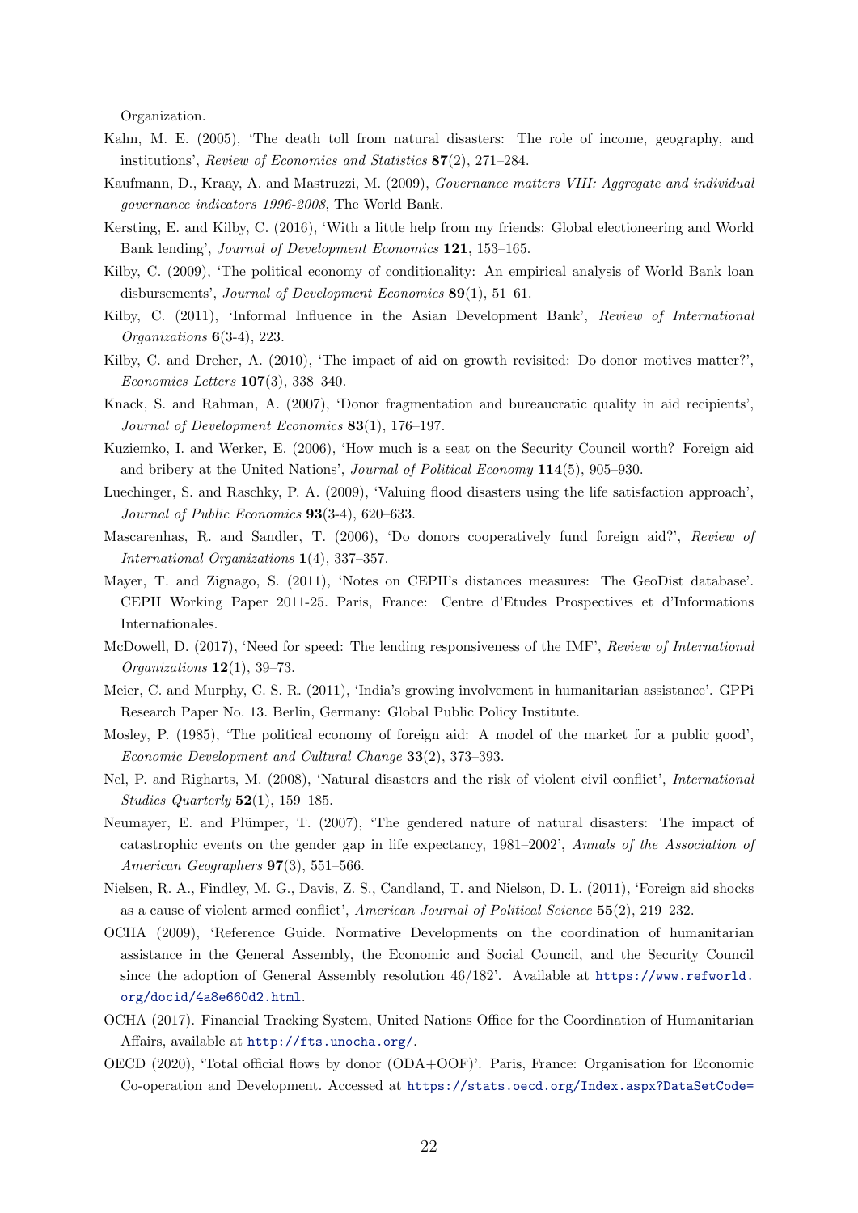Organization.

Kahn, M. E. (2005), 'The death toll from natural disasters: The role of income, geography, and institutions', *Review of Economics and Statistics* **87**(2), 271–284.

Kaufmann, D., Kraay, A. and Mastruzzi, M. (2009), *Governance matters VIII: Aggregate and individual governance indicators 1996-2008*, The World Bank.

Kersting, E. and Kilby, C. (2016), 'With a little help from my friends: Global electioneering and World Bank lending', *Journal of Development Economics* **121**, 153–165.

Kilby, C. (2009), 'The political economy of conditionality: An empirical analysis of World Bank loan disbursements', *Journal of Development Economics* **89**(1), 51–61.

Kilby, C. (2011), 'Informal Influence in the Asian Development Bank', *Review of International Organizations* **6**(3-4), 223.

Kilby, C. and Dreher, A. (2010), 'The impact of aid on growth revisited: Do donor motives matter?', *Economics Letters* **107**(3), 338–340.

Knack, S. and Rahman, A. (2007), 'Donor fragmentation and bureaucratic quality in aid recipients', *Journal of Development Economics* **83**(1), 176–197.

Kuziemko, I. and Werker, E. (2006), 'How much is a seat on the Security Council worth? Foreign aid and bribery at the United Nations', *Journal of Political Economy* **114**(5), 905–930.

Luechinger, S. and Raschky, P. A. (2009), 'Valuing flood disasters using the life satisfaction approach', *Journal of Public Economics* **93**(3-4), 620–633.

Mascarenhas, R. and Sandler, T. (2006), 'Do donors cooperatively fund foreign aid?', *Review of International Organizations* **1**(4), 337–357.

Mayer, T. and Zignago, S. (2011), 'Notes on CEPII's distances measures: The GeoDist database'. CEPII Working Paper 2011-25. Paris, France: Centre d'Etudes Prospectives et d'Informations Internationales.

McDowell, D. (2017), 'Need for speed: The lending responsiveness of the IMF', *Review of International Organizations* **12**(1), 39–73.

Meier, C. and Murphy, C. S. R. (2011), 'India's growing involvement in humanitarian assistance'. GPPi Research Paper No. 13. Berlin, Germany: Global Public Policy Institute.

Mosley, P. (1985), 'The political economy of foreign aid: A model of the market for a public good', *Economic Development and Cultural Change* **33**(2), 373–393.

Nel, P. and Righarts, M. (2008), 'Natural disasters and the risk of violent civil conflict', *International Studies Quarterly* **52**(1), 159–185.

Neumayer, E. and Plümper, T. (2007), 'The gendered nature of natural disasters: The impact of catastrophic events on the gender gap in life expectancy, 1981–2002', *Annals of the Association of American Geographers* **97**(3), 551–566.

Nielsen, R. A., Findley, M. G., Davis, Z. S., Candland, T. and Nielson, D. L. (2011), 'Foreign aid shocks as a cause of violent armed conflict', *American Journal of Political Science* **55**(2), 219–232.

OCHA (2009), 'Reference Guide. Normative Developments on the coordination of humanitarian assistance in the General Assembly, the Economic and Social Council, and the Security Council since the adoption of General Assembly resolution 46/182'. Available at https://www.refworld.org/docid/4a8e660d2.html.

OCHA (2017). Financial Tracking System, United Nations Office for the Coordination of Humanitarian Affairs, available at http://fts.unocha.org/.

OECD (2020), 'Total official flows by donor (ODA+OOF)'. Paris, France: Organisation for Economic Co-operation and Development. Accessed at https://stats.oecd.org/Index.aspx?DataSetCode=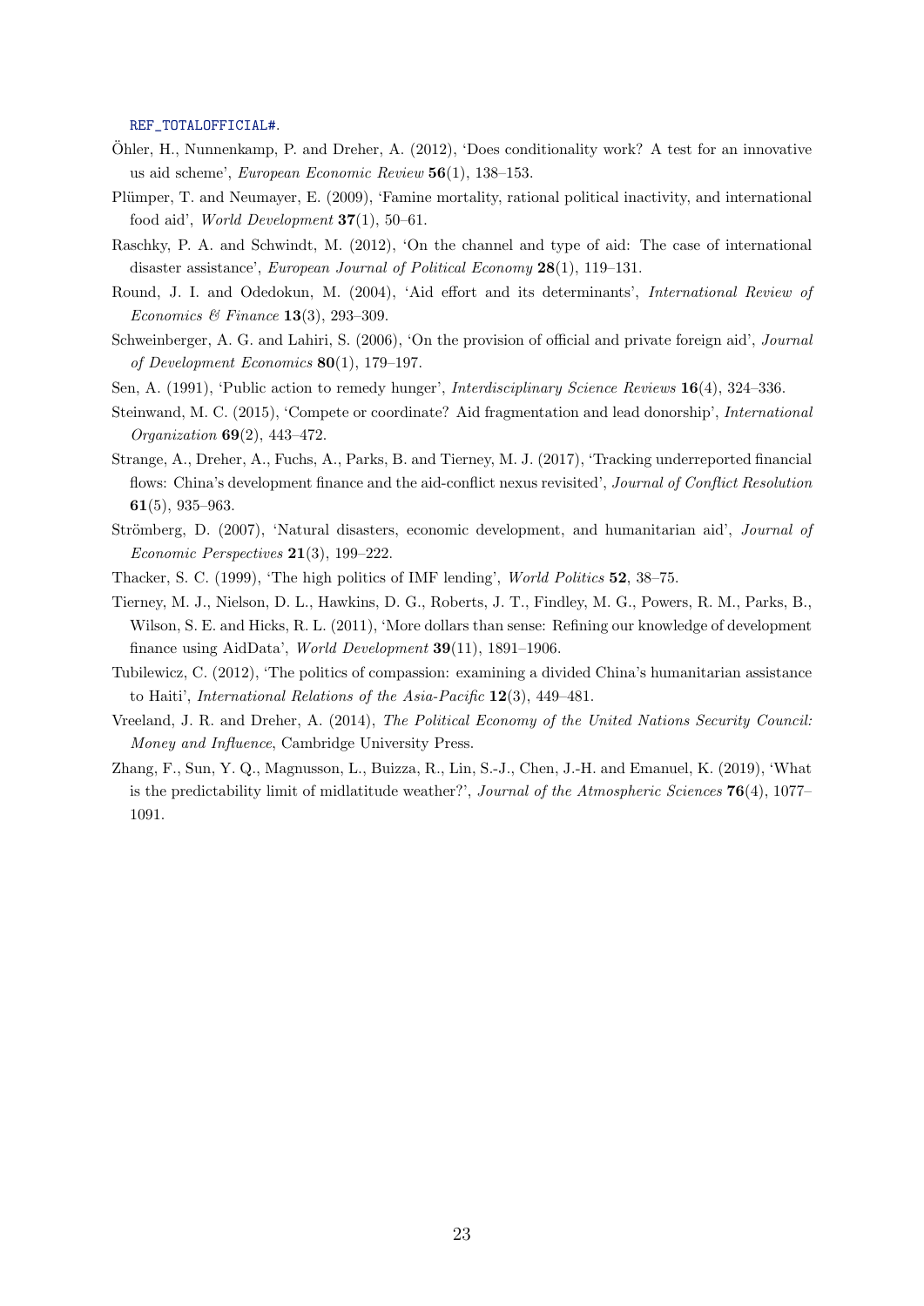REF_TOTALOFFICIAL#.

Öhler, H., Nunnenkamp, P. and Dreher, A. (2012), 'Does conditionality work? A test for an innovative us aid scheme', *European Economic Review* **56**(1), 138–153.

Plümper, T. and Neumayer, E. (2009), 'Famine mortality, rational political inactivity, and international food aid', *World Development* **37**(1), 50–61.

Raschky, P. A. and Schwindt, M. (2012), 'On the channel and type of aid: The case of international disaster assistance', *European Journal of Political Economy* **28**(1), 119–131.

Round, J. I. and Odedokun, M. (2004), 'Aid effort and its determinants', *International Review of Economics & Finance* **13**(3), 293–309.

Schweinberger, A. G. and Lahiri, S. (2006), 'On the provision of official and private foreign aid', *Journal of Development Economics* **80**(1), 179–197.

Sen, A. (1991), 'Public action to remedy hunger', *Interdisciplinary Science Reviews* **16**(4), 324–336.

Steinwand, M. C. (2015), 'Compete or coordinate? Aid fragmentation and lead donorship', *International Organization* **69**(2), 443–472.

Strange, A., Dreher, A., Fuchs, A., Parks, B. and Tierney, M. J. (2017), 'Tracking underreported financial flows: China's development finance and the aid-conflict nexus revisited', *Journal of Conflict Resolution* **61**(5), 935–963.

Strömberg, D. (2007), 'Natural disasters, economic development, and humanitarian aid', *Journal of Economic Perspectives* **21**(3), 199–222.

Thacker, S. C. (1999), 'The high politics of IMF lending', *World Politics* **52**, 38–75.

Tierney, M. J., Nielson, D. L., Hawkins, D. G., Roberts, J. T., Findley, M. G., Powers, R. M., Parks, B., Wilson, S. E. and Hicks, R. L. (2011), 'More dollars than sense: Refining our knowledge of development finance using AidData', *World Development* **39**(11), 1891–1906.

Tubilewicz, C. (2012), 'The politics of compassion: examining a divided China's humanitarian assistance to Haiti', *International Relations of the Asia-Pacific* **12**(3), 449–481.

Vreeland, J. R. and Dreher, A. (2014), *The Political Economy of the United Nations Security Council: Money and Influence*, Cambridge University Press.

Zhang, F., Sun, Y. Q., Magnusson, L., Buizza, R., Lin, S.-J., Chen, J.-H. and Emanuel, K. (2019), 'What is the predictability limit of midlatitude weather?', *Journal of the Atmospheric Sciences* **76**(4), 1077–1091.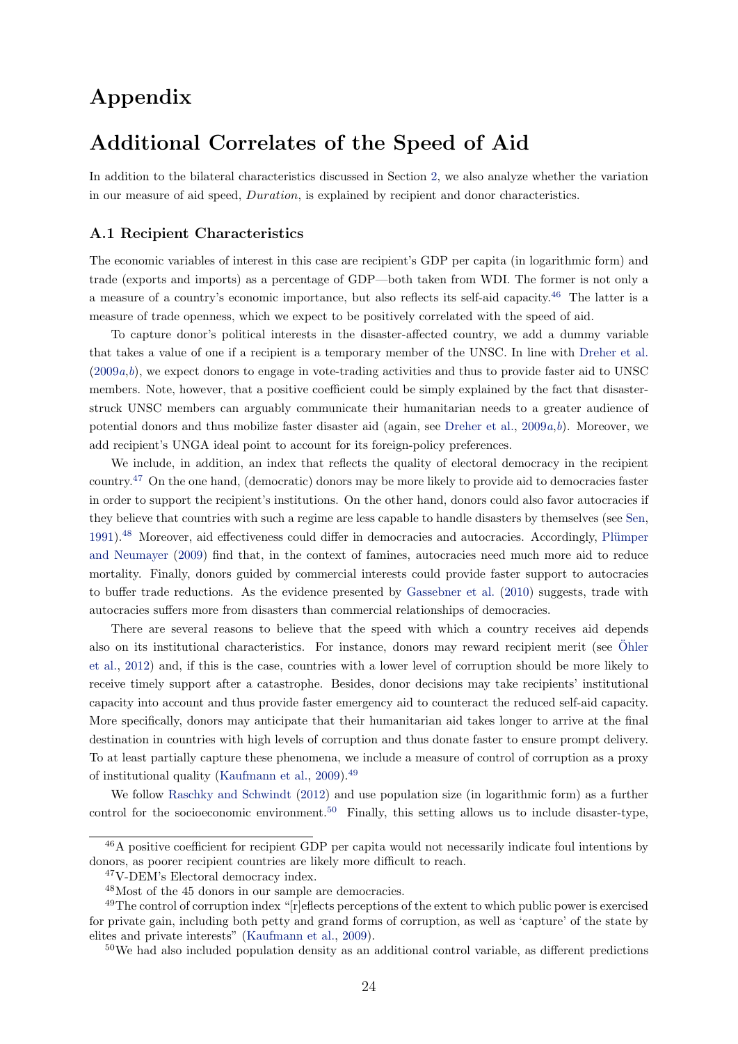# Appendix

# Additional Correlates of the Speed of Aid

In addition to the bilateral characteristics discussed in Section 2, we also analyze whether the variation in our measure of aid speed, *Duration*, is explained by recipient and donor characteristics.

### A.1 Recipient Characteristics

The economic variables of interest in this case are recipient's GDP per capita (in logarithmic form) and trade (exports and imports) as a percentage of GDP—both taken from WDI. The former is not only a a measure of a country's economic importance, but also reflects its self-aid capacity.[46] The latter is a measure of trade openness, which we expect to be positively correlated with the speed of aid.

To capture donor's political interests in the disaster-affected country, we add a dummy variable that takes a value of one if a recipient is a temporary member of the UNSC. In line with Dreher et al. (2009*a*,*b*), we expect donors to engage in vote-trading activities and thus to provide faster aid to UNSC members. Note, however, that a positive coefficient could be simply explained by the fact that disaster-struck UNSC members can arguably communicate their humanitarian needs to a greater audience of potential donors and thus mobilize faster disaster aid (again, see Dreher et al., 2009*a*,*b*). Moreover, we add recipient's UNGA ideal point to account for its foreign-policy preferences.

We include, in addition, an index that reflects the quality of electoral democracy in the recipient country.[47] On the one hand, (democratic) donors may be more likely to provide aid to democracies faster in order to support the recipient's institutions. On the other hand, donors could also favor autocracies if they believe that countries with such a regime are less capable to handle disasters by themselves (see Sen, 1991).[48] Moreover, aid effectiveness could differ in democracies and autocracies. Accordingly, Plümper and Neumayer (2009) find that, in the context of famines, autocracies need much more aid to reduce mortality. Finally, donors guided by commercial interests could provide faster support to autocracies to buffer trade reductions. As the evidence presented by Gassebner et al. (2010) suggests, trade with autocracies suffers more from disasters than commercial relationships of democracies.

There are several reasons to believe that the speed with which a country receives aid depends also on its institutional characteristics. For instance, donors may reward recipient merit (see Öhler et al., 2012) and, if this is the case, countries with a lower level of corruption should be more likely to receive timely support after a catastrophe. Besides, donor decisions may take recipients' institutional capacity into account and thus provide faster emergency aid to counteract the reduced self-aid capacity. More specifically, donors may anticipate that their humanitarian aid takes longer to arrive at the final destination in countries with high levels of corruption and thus donate faster to ensure prompt delivery. To at least partially capture these phenomena, we include a measure of control of corruption as a proxy of institutional quality (Kaufmann et al., 2009).[49]

We follow Raschky and Schwindt (2012) and use population size (in logarithmic form) as a further control for the socioeconomic environment.[50] Finally, this setting allows us to include disaster-type,

---

[46] A positive coefficient for recipient GDP per capita would not necessarily indicate foul intentions by donors, as poorer recipient countries are likely more difficult to reach.

[47] V-DEM's Electoral democracy index.

[48] Most of the 45 donors in our sample are democracies.

[49] The control of corruption index "[r]eflects perceptions of the extent to which public power is exercised for private gain, including both petty and grand forms of corruption, as well as 'capture' of the state by elites and private interests" (Kaufmann et al., 2009).

[50] We had also included population density as an additional control variable, as different predictions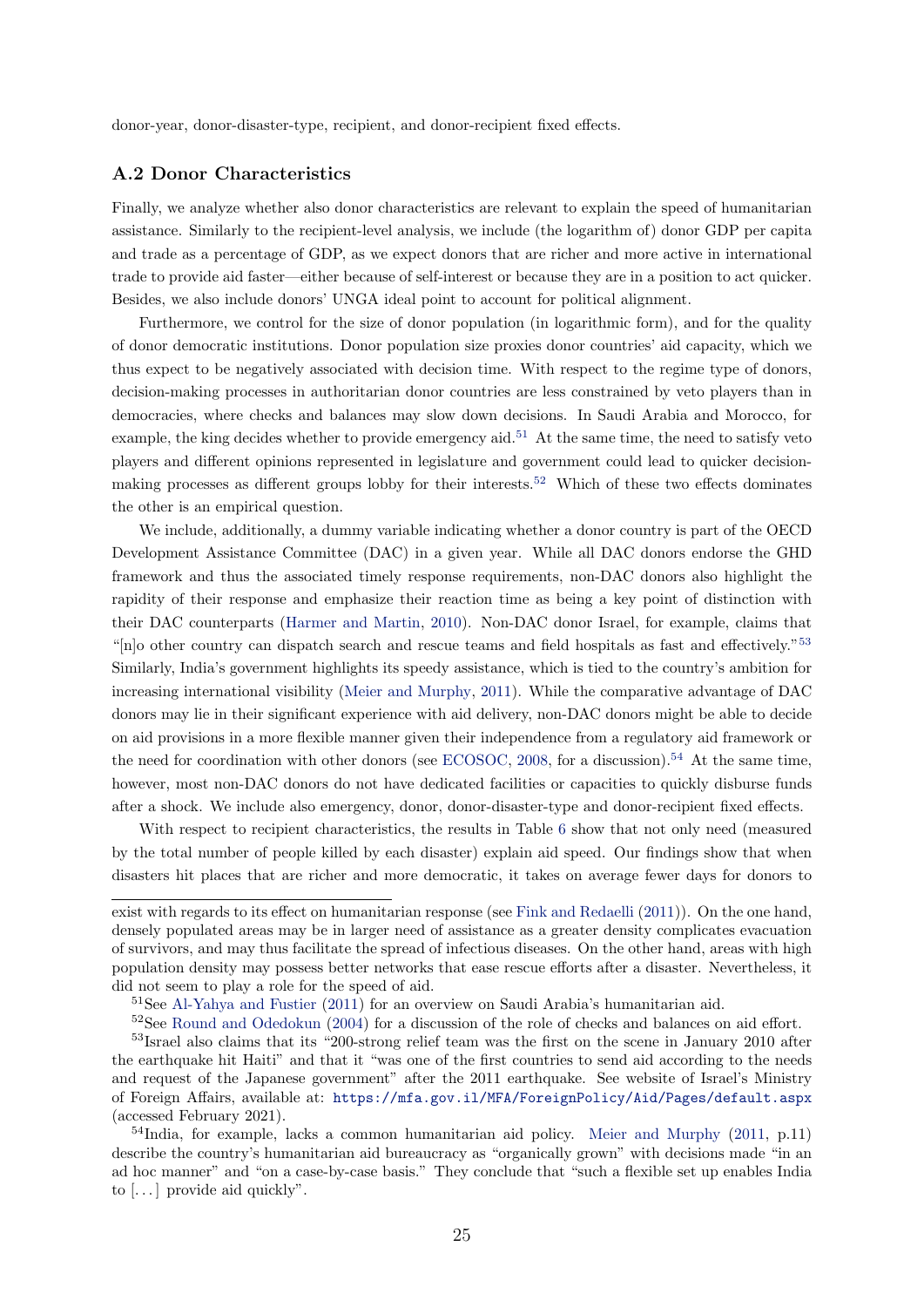donor-year, donor-disaster-type, recipient, and donor-recipient fixed effects.

### A.2 Donor Characteristics

Finally, we analyze whether also donor characteristics are relevant to explain the speed of humanitarian assistance. Similarly to the recipient-level analysis, we include (the logarithm of) donor GDP per capita and trade as a percentage of GDP, as we expect donors that are richer and more active in international trade to provide aid faster—either because of self-interest or because they are in a position to act quicker. Besides, we also include donors' UNGA ideal point to account for political alignment.

Furthermore, we control for the size of donor population (in logarithmic form), and for the quality of donor democratic institutions. Donor population size proxies donor countries' aid capacity, which we thus expect to be negatively associated with decision time. With respect to the regime type of donors, decision-making processes in authoritarian donor countries are less constrained by veto players than in democracies, where checks and balances may slow down decisions. In Saudi Arabia and Morocco, for example, the king decides whether to provide emergency aid.[51] At the same time, the need to satisfy veto players and different opinions represented in legislature and government could lead to quicker decision-making processes as different groups lobby for their interests.[52] Which of these two effects dominates the other is an empirical question.

We include, additionally, a dummy variable indicating whether a donor country is part of the OECD Development Assistance Committee (DAC) in a given year. While all DAC donors endorse the GHD framework and thus the associated timely response requirements, non-DAC donors also highlight the rapidity of their response and emphasize their reaction time as being a key point of distinction with their DAC counterparts (Harmer and Martin, 2010). Non-DAC donor Israel, for example, claims that "[n]o other country can dispatch search and rescue teams and field hospitals as fast and effectively."[53] Similarly, India's government highlights its speedy assistance, which is tied to the country's ambition for increasing international visibility (Meier and Murphy, 2011). While the comparative advantage of DAC donors may lie in their significant experience with aid delivery, non-DAC donors might be able to decide on aid provisions in a more flexible manner given their independence from a regulatory aid framework or the need for coordination with other donors (see ECOSOC, 2008, for a discussion).[54] At the same time, however, most non-DAC donors do not have dedicated facilities or capacities to quickly disburse funds after a shock. We include also emergency, donor, donor-disaster-type and donor-recipient fixed effects.

With respect to recipient characteristics, the results in Table 6 show that not only need (measured by the total number of people killed by each disaster) explain aid speed. Our findings show that when disasters hit places that are richer and more democratic, it takes on average fewer days for donors to

---

exist with regards to its effect on humanitarian response (see Fink and Redaelli (2011)). On the one hand, densely populated areas may be in larger need of assistance as a greater density complicates evacuation of survivors, and may thus facilitate the spread of infectious diseases. On the other hand, areas with high population density may possess better networks that ease rescue efforts after a disaster. Nevertheless, it did not seem to play a role for the speed of aid.

[51] See Al-Yahya and Fustier (2011) for an overview on Saudi Arabia's humanitarian aid.

[52] See Round and Odedokun (2004) for a discussion of the role of checks and balances on aid effort.

[53] Israel also claims that its "200-strong relief team was the first on the scene in January 2010 after the earthquake hit Haiti" and that it "was one of the first countries to send aid according to the needs and request of the Japanese government" after the 2011 earthquake. See website of Israel's Ministry of Foreign Affairs, available at: `https://mfa.gov.il/MFA/ForeignPolicy/Aid/Pages/default.aspx` (accessed February 2021).

[54] India, for example, lacks a common humanitarian aid policy. Meier and Murphy (2011, p.11) describe the country's humanitarian aid bureaucracy as "organically grown" with decisions made "in an ad hoc manner" and "on a case-by-case basis." They conclude that "such a flexible set up enables India to [...] provide aid quickly".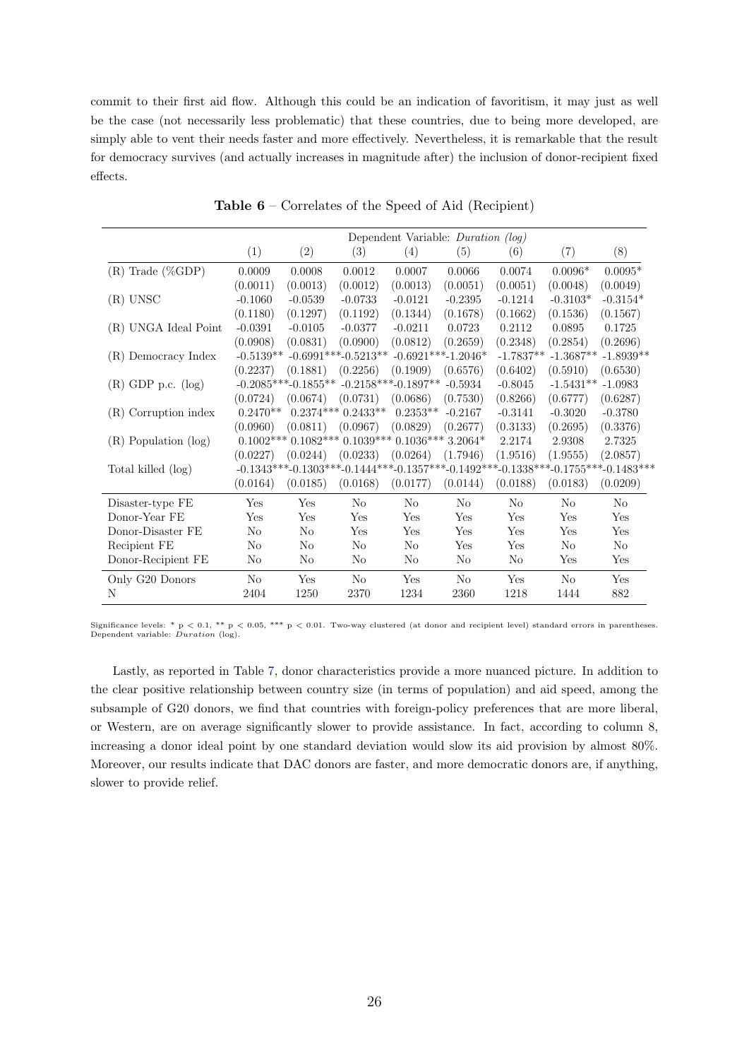commit to their first aid flow. Although this could be an indication of favoritism, it may just as well be the case (not necessarily less problematic) that these countries, due to being more developed, are simply able to vent their needs faster and more effectively. Nevertheless, it is remarkable that the result for democracy survives (and actually increases in magnitude after) the inclusion of donor-recipient fixed effects.

**Table 6** – Correlates of the Speed of Aid (Recipient)

| | Dependent Variable: *Duration (log)* | | | | | | | |
|---|---|---|---|---|---|---|---|---|
| | (1) | (2) | (3) | (4) | (5) | (6) | (7) | (8) |
| (R) Trade (%GDP) | 0.0009 | 0.0008 | 0.0012 | 0.0007 | 0.0066 | 0.0074 | 0.0096* | 0.0095* |
| | (0.0011) | (0.0013) | (0.0012) | (0.0013) | (0.0051) | (0.0051) | (0.0048) | (0.0049) |
| (R) UNSC | -0.1060 | -0.0539 | -0.0733 | -0.0121 | -0.2395 | -0.1214 | -0.3103* | -0.3154* |
| | (0.1180) | (0.1297) | (0.1192) | (0.1344) | (0.1678) | (0.1662) | (0.1536) | (0.1567) |
| (R) UNGA Ideal Point | -0.0391 | -0.0105 | -0.0377 | -0.0211 | 0.0723 | 0.2112 | 0.0895 | 0.1725 |
| | (0.0908) | (0.0831) | (0.0900) | (0.0812) | (0.2659) | (0.2348) | (0.2854) | (0.2696) |
| (R) Democracy Index | -0.5139** | -0.6991*** | -0.5213** | -0.6921*** | -1.2046* | -1.7837** | -1.3687** | -1.8939** |
| | (0.2237) | (0.1881) | (0.2256) | (0.1909) | (0.6576) | (0.6402) | (0.5910) | (0.6530) |
| (R) GDP p.c. (log) | -0.2085*** | -0.1855** | -0.2158*** | -0.1897** | -0.5934 | -0.8045 | -1.5431** | -1.0983 |
| | (0.0724) | (0.0674) | (0.0731) | (0.0686) | (0.7530) | (0.8266) | (0.6777) | (0.6287) |
| (R) Corruption index | 0.2470** | 0.2374*** | 0.2433** | 0.2353** | -0.2167 | -0.3141 | -0.3020 | -0.3780 |
| | (0.0960) | (0.0811) | (0.0967) | (0.0829) | (0.2677) | (0.3133) | (0.2695) | (0.3376) |
| (R) Population (log) | 0.1002*** | 0.1082*** | 0.1039*** | 0.1036*** | 3.2064* | 2.2174 | 2.9308 | 2.7325 |
| | (0.0227) | (0.0244) | (0.0233) | (0.0264) | (1.7946) | (1.9516) | (1.9555) | (2.0857) |
| Total killed (log) | -0.1343*** | -0.1303*** | -0.1444*** | -0.1357*** | -0.1492*** | -0.1338*** | -0.1755*** | -0.1483*** |
| | (0.0164) | (0.0185) | (0.0168) | (0.0177) | (0.0144) | (0.0188) | (0.0183) | (0.0209) |
| Disaster-type FE | Yes | Yes | No | No | No | No | No | No |
| Donor-Year FE | Yes | Yes | Yes | Yes | Yes | Yes | Yes | Yes |
| Donor-Disaster FE | No | No | Yes | Yes | Yes | Yes | Yes | Yes |
| Recipient FE | No | No | No | No | Yes | Yes | No | No |
| Donor-Recipient FE | No | No | No | No | No | No | Yes | Yes |
| Only G20 Donors | No | Yes | No | Yes | No | Yes | No | Yes |
| N | 2404 | 1250 | 2370 | 1234 | 2360 | 1218 | 1444 | 882 |

Significance levels: * p < 0.1, ** p < 0.05, *** p < 0.01. Two-way clustered (at donor and recipient level) standard errors in parentheses. Dependent variable: *Duration* (log).

Lastly, as reported in Table 7, donor characteristics provide a more nuanced picture. In addition to the clear positive relationship between country size (in terms of population) and aid speed, among the subsample of G20 donors, we find that countries with foreign-policy preferences that are more liberal, or Western, are on average significantly slower to provide assistance. In fact, according to column 8, increasing a donor ideal point by one standard deviation would slow its aid provision by almost 80%. Moreover, our results indicate that DAC donors are faster, and more democratic donors are, if anything, slower to provide relief.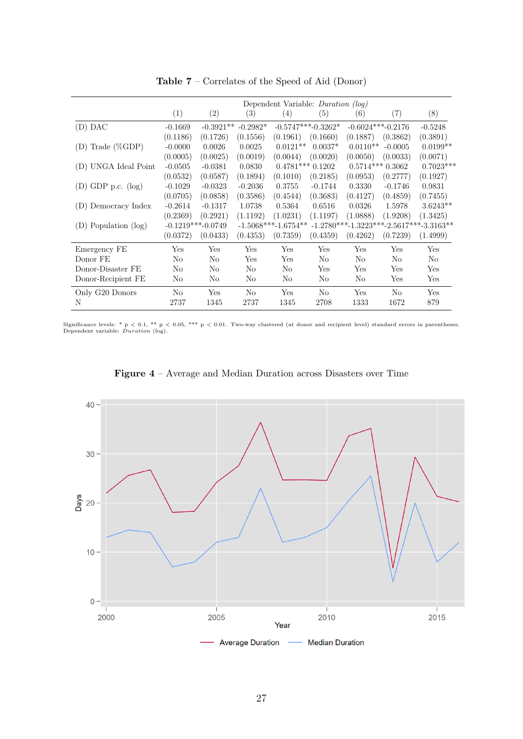**Table 7** – Correlates of the Speed of Aid (Donor)

| | Dependent Variable: *Duration (log)* | | | | | | | |
|---|---|---|---|---|---|---|---|---|
| | (1) | (2) | (3) | (4) | (5) | (6) | (7) | (8) |
| (D) DAC | -0.1669 | -0.3921** | -0.2982* | -0.5747*** | -0.3262* | -0.6024*** | -0.2176 | -0.5248 |
| | (0.1186) | (0.1726) | (0.1556) | (0.1961) | (0.1660) | (0.1887) | (0.3862) | (0.3891) |
| (D) Trade (%GDP) | -0.0000 | 0.0026 | 0.0025 | 0.0121** | 0.0037* | 0.0110** | -0.0005 | 0.0199** |
| | (0.0005) | (0.0025) | (0.0019) | (0.0044) | (0.0020) | (0.0050) | (0.0033) | (0.0071) |
| (D) UNGA Ideal Point | -0.0505 | -0.0381 | 0.0830 | 0.4781*** | 0.1202 | 0.5714*** | 0.3062 | 0.7023*** |
| | (0.0532) | (0.0587) | (0.1894) | (0.1010) | (0.2185) | (0.0953) | (0.2777) | (0.1927) |
| (D) GDP p.c. (log) | -0.1029 | -0.0323 | -0.2036 | 0.3755 | -0.1744 | 0.3330 | -0.1746 | 0.9831 |
| | (0.0705) | (0.0858) | (0.3586) | (0.4544) | (0.3683) | (0.4127) | (0.4859) | (0.7455) |
| (D) Democracy Index | -0.2614 | -0.1317 | 1.0738 | 0.5364 | 0.6516 | 0.0326 | 1.5978 | 3.6243** |
| | (0.2369) | (0.2921) | (1.1192) | (1.0231) | (1.1197) | (1.0888) | (1.9208) | (1.3425) |
| (D) Population (log) | -0.1219*** | -0.0749 | -1.5068*** | -1.6754** | -1.2780*** | -1.3223*** | -2.5617*** | -3.3163** |
| | (0.0372) | (0.0433) | (0.4353) | (0.7359) | (0.4359) | (0.4262) | (0.7239) | (1.4999) |
| Emergency FE | Yes | Yes | Yes | Yes | Yes | Yes | Yes | Yes |
| Donor FE | No | No | Yes | Yes | No | No | No | No |
| Donor-Disaster FE | No | No | No | No | Yes | Yes | Yes | Yes |
| Donor-Recipient FE | No | No | No | No | No | No | Yes | Yes |
| Only G20 Donors | No | Yes | No | Yes | No | Yes | No | Yes |
| N | 2737 | 1345 | 2737 | 1345 | 2708 | 1333 | 1672 | 879 |

Significance levels: * p < 0.1, ** p < 0.05, *** p < 0.01. Two-way clustered (at donor and recipient level) standard errors in parentheses. Dependent variable: *Duration* (log).

**Figure 4** – Average and Median Duration across Disasters over Time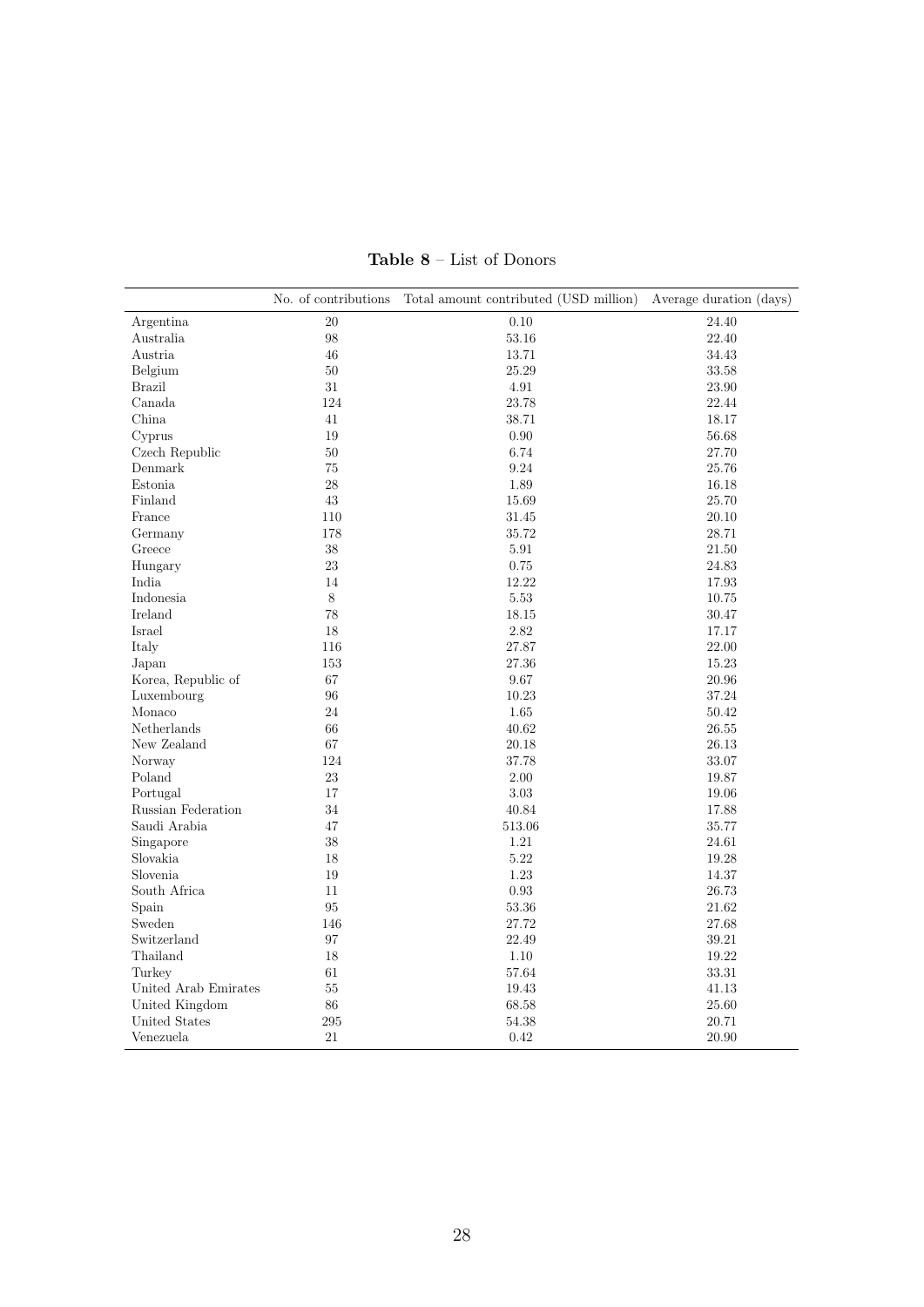**Table 8** – List of Donors

| | No. of contributions | Total amount contributed (USD million) | Average duration (days) |
|---|---|---|---|
| Argentina | 20 | 0.10 | 24.40 |
| Australia | 98 | 53.16 | 22.40 |
| Austria | 46 | 13.71 | 34.43 |
| Belgium | 50 | 25.29 | 33.58 |
| Brazil | 31 | 4.91 | 23.90 |
| Canada | 124 | 23.78 | 22.44 |
| China | 41 | 38.71 | 18.17 |
| Cyprus | 19 | 0.90 | 56.68 |
| Czech Republic | 50 | 6.74 | 27.70 |
| Denmark | 75 | 9.24 | 25.76 |
| Estonia | 28 | 1.89 | 16.18 |
| Finland | 43 | 15.69 | 25.70 |
| France | 110 | 31.45 | 20.10 |
| Germany | 178 | 35.72 | 28.71 |
| Greece | 38 | 5.91 | 21.50 |
| Hungary | 23 | 0.75 | 24.83 |
| India | 14 | 12.22 | 17.93 |
| Indonesia | 8 | 5.53 | 10.75 |
| Ireland | 78 | 18.15 | 30.47 |
| Israel | 18 | 2.82 | 17.17 |
| Italy | 116 | 27.87 | 22.00 |
| Japan | 153 | 27.36 | 15.23 |
| Korea, Republic of | 67 | 9.67 | 20.96 |
| Luxembourg | 96 | 10.23 | 37.24 |
| Monaco | 24 | 1.65 | 50.42 |
| Netherlands | 66 | 40.62 | 26.55 |
| New Zealand | 67 | 20.18 | 26.13 |
| Norway | 124 | 37.78 | 33.07 |
| Poland | 23 | 2.00 | 19.87 |
| Portugal | 17 | 3.03 | 19.06 |
| Russian Federation | 34 | 40.84 | 17.88 |
| Saudi Arabia | 47 | 513.06 | 35.77 |
| Singapore | 38 | 1.21 | 24.61 |
| Slovakia | 18 | 5.22 | 19.28 |
| Slovenia | 19 | 1.23 | 14.37 |
| South Africa | 11 | 0.93 | 26.73 |
| Spain | 95 | 53.36 | 21.62 |
| Sweden | 146 | 27.72 | 27.68 |
| Switzerland | 97 | 22.49 | 39.21 |
| Thailand | 18 | 1.10 | 19.22 |
| Turkey | 61 | 57.64 | 33.31 |
| United Arab Emirates | 55 | 19.43 | 41.13 |
| United Kingdom | 86 | 68.58 | 25.60 |
| United States | 295 | 54.38 | 20.71 |
| Venezuela | 21 | 0.42 | 20.90 |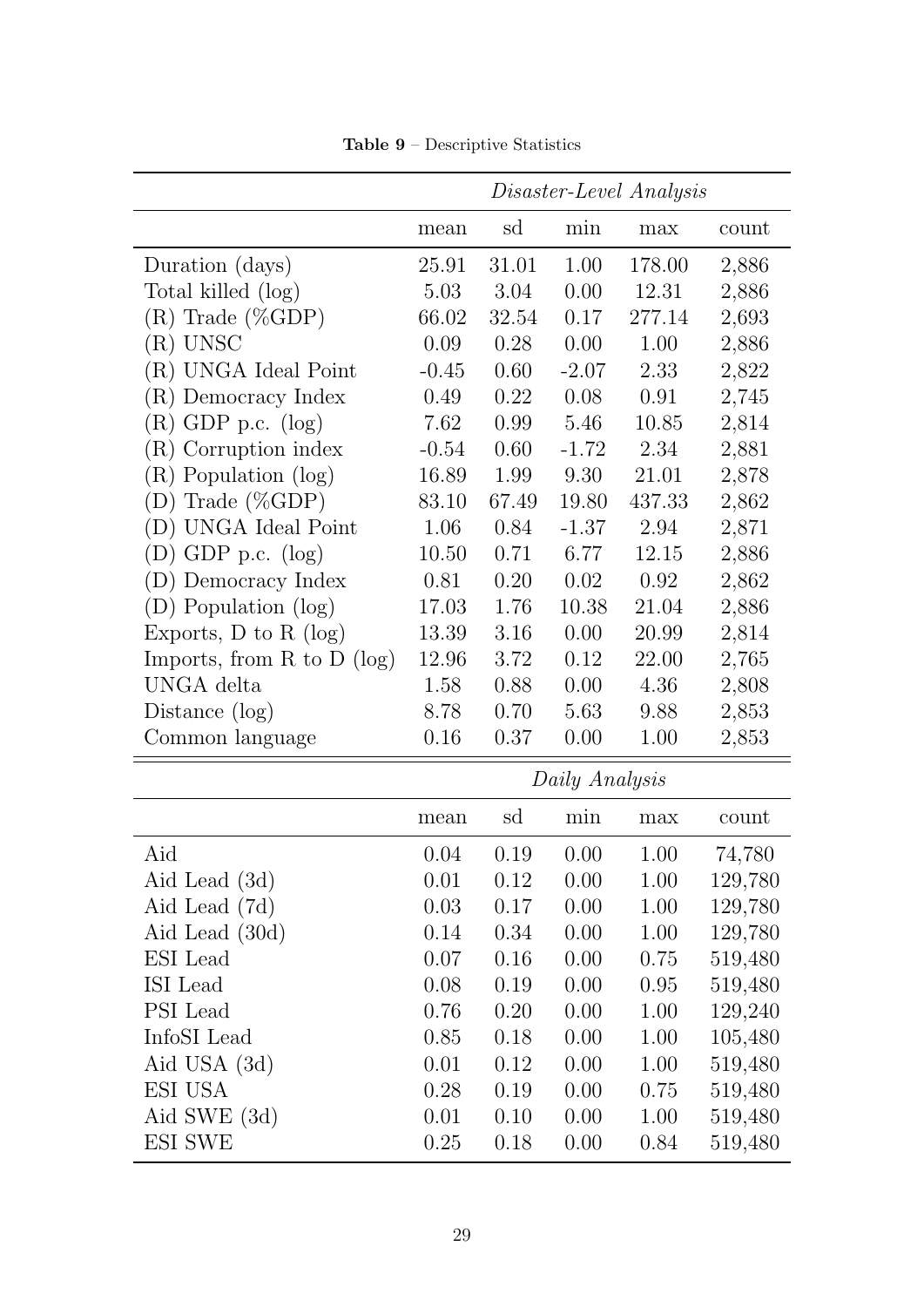**Table 9** – Descriptive Statistics

| | *Disaster-Level Analysis* | | | | |
|---|---|---|---|---|---|
| | mean | sd | min | max | count |
| Duration (days) | 25.91 | 31.01 | 1.00 | 178.00 | 2,886 |
| Total killed (log) | 5.03 | 3.04 | 0.00 | 12.31 | 2,886 |
| (R) Trade (%GDP) | 66.02 | 32.54 | 0.17 | 277.14 | 2,693 |
| (R) UNSC | 0.09 | 0.28 | 0.00 | 1.00 | 2,886 |
| (R) UNGA Ideal Point | -0.45 | 0.60 | -2.07 | 2.33 | 2,822 |
| (R) Democracy Index | 0.49 | 0.22 | 0.08 | 0.91 | 2,745 |
| (R) GDP p.c. (log) | 7.62 | 0.99 | 5.46 | 10.85 | 2,814 |
| (R) Corruption index | -0.54 | 0.60 | -1.72 | 2.34 | 2,881 |
| (R) Population (log) | 16.89 | 1.99 | 9.30 | 21.01 | 2,878 |
| (D) Trade (%GDP) | 83.10 | 67.49 | 19.80 | 437.33 | 2,862 |
| (D) UNGA Ideal Point | 1.06 | 0.84 | -1.37 | 2.94 | 2,871 |
| (D) GDP p.c. (log) | 10.50 | 0.71 | 6.77 | 12.15 | 2,886 |
| (D) Democracy Index | 0.81 | 0.20 | 0.02 | 0.92 | 2,862 |
| (D) Population (log) | 17.03 | 1.76 | 10.38 | 21.04 | 2,886 |
| Exports, D to R (log) | 13.39 | 3.16 | 0.00 | 20.99 | 2,814 |
| Imports, from R to D (log) | 12.96 | 3.72 | 0.12 | 22.00 | 2,765 |
| UNGA delta | 1.58 | 0.88 | 0.00 | 4.36 | 2,808 |
| Distance (log) | 8.78 | 0.70 | 5.63 | 9.88 | 2,853 |
| Common language | 0.16 | 0.37 | 0.00 | 1.00 | 2,853 |
| | *Daily Analysis* | | | | |
| | mean | sd | min | max | count |
| Aid | 0.04 | 0.19 | 0.00 | 1.00 | 74,780 |
| Aid Lead (3d) | 0.01 | 0.12 | 0.00 | 1.00 | 129,780 |
| Aid Lead (7d) | 0.03 | 0.17 | 0.00 | 1.00 | 129,780 |
| Aid Lead (30d) | 0.14 | 0.34 | 0.00 | 1.00 | 129,780 |
| ESI Lead | 0.07 | 0.16 | 0.00 | 0.75 | 519,480 |
| ISI Lead | 0.08 | 0.19 | 0.00 | 0.95 | 519,480 |
| PSI Lead | 0.76 | 0.20 | 0.00 | 1.00 | 129,240 |
| InfoSI Lead | 0.85 | 0.18 | 0.00 | 1.00 | 105,480 |
| Aid USA (3d) | 0.01 | 0.12 | 0.00 | 1.00 | 519,480 |
| ESI USA | 0.28 | 0.19 | 0.00 | 0.75 | 519,480 |
| Aid SWE (3d) | 0.01 | 0.10 | 0.00 | 1.00 | 519,480 |
| ESI SWE | 0.25 | 0.18 | 0.00 | 0.84 | 519,480 |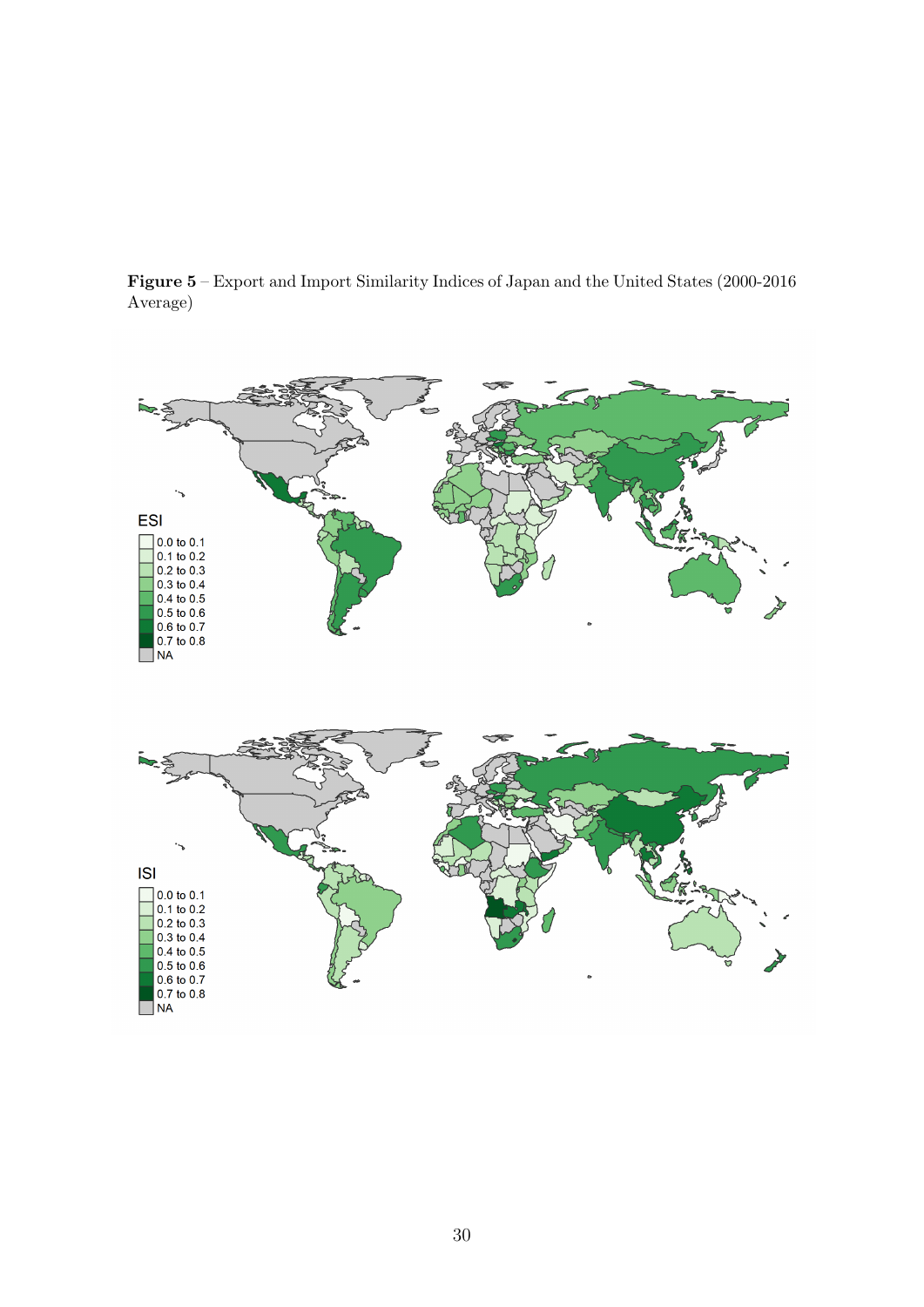**Figure 5** – Export and Import Similarity Indices of Japan and the United States (2000-2016 Average)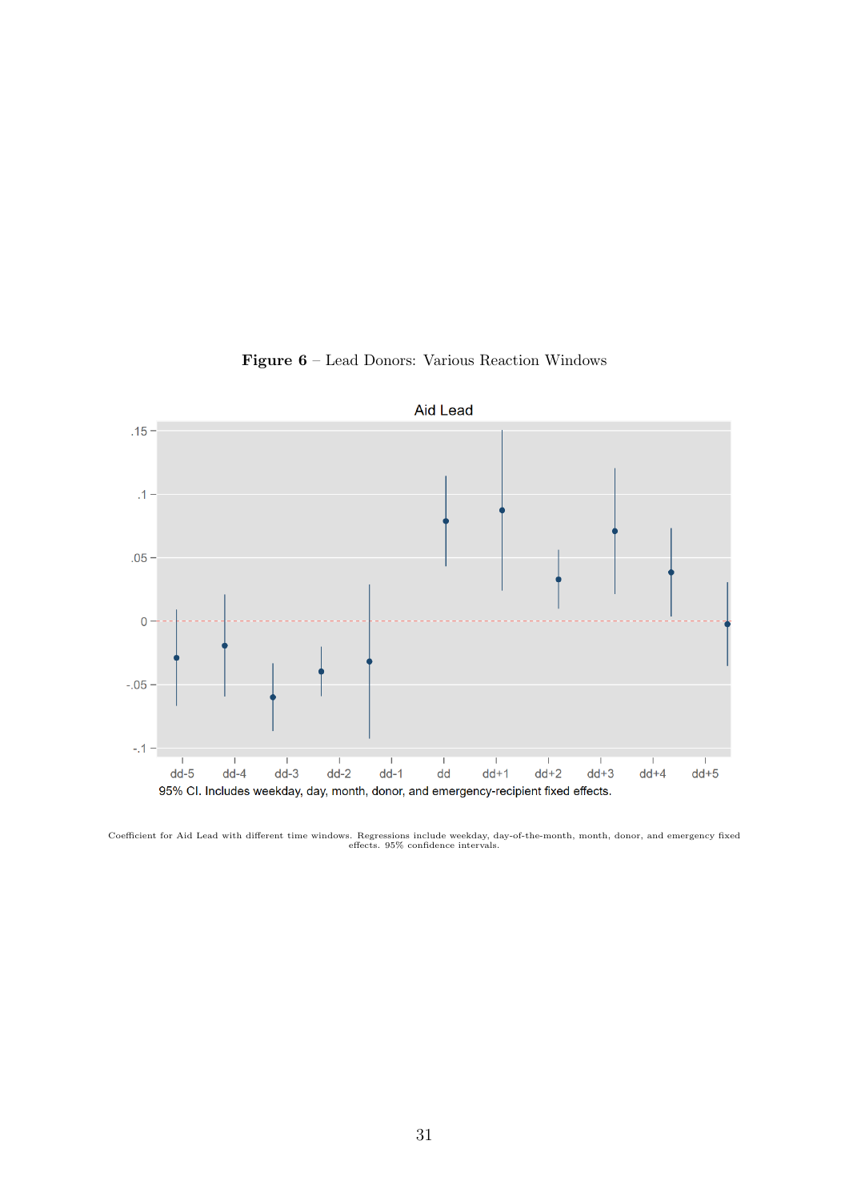**Figure 6** – Lead Donors: Various Reaction Windows

Aid Lead

.15
.1
.05
0
-.05
-.1

dd-5 dd-4 dd-3 dd-2 dd-1 dd dd+1 dd+2 dd+3 dd+4 dd+5

95% CI. Includes weekday, day, month, donor, and emergency-recipient fixed effects.

Coefficient for Aid Lead with different time windows. Regressions include weekday, day-of-the-month, month, donor, and emergency fixed effects. 95% confidence intervals.